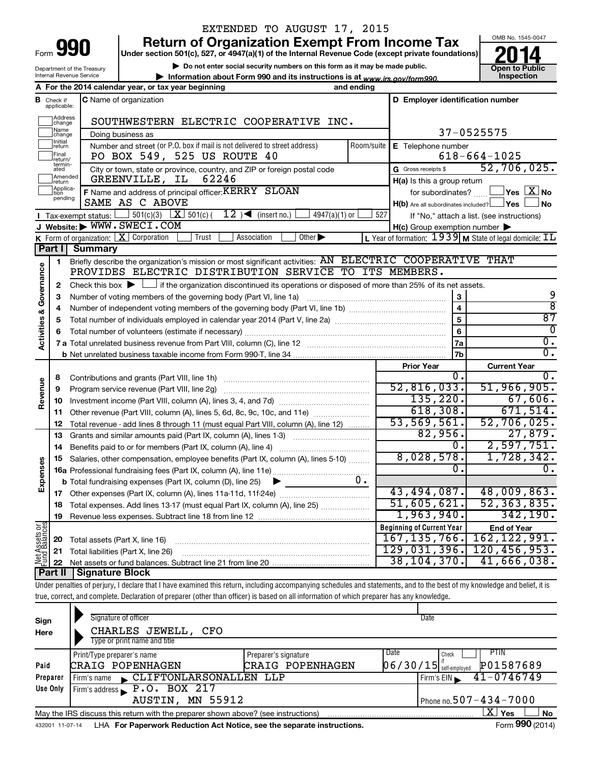EXTENDED TO AUGUST 17, 2015

# Form 990 — Return of Organization Exempt From Income Tax

Under section 501(c), 527, or 4947(a)(1) of the Internal Revenue Code (except private foundations)

▶ Do not enter social security numbers on this form as it may be made public.

▶ Information about Form 990 and its instructions is at www.irs.gov/form990.

Department of the Treasury
Internal Revenue Service

OMB No. 1545-0047

**2014**

**Open to Public Inspection**

**A** For the 2014 calendar year, or tax year beginning and ending

**B** Check if applicable: Address change, Name change, Initial return, Final return/terminated, Amended return, Application pending

**C** Name of organization: SOUTHWESTERN ELECTRIC COOPERATIVE INC.

Doing business as

Number and street (or P.O. box if mail is not delivered to street address): PO BOX 549, 525 US ROUTE 40 — Room/suite

City or town, state or province, country, and ZIP or foreign postal code: GREENVILLE, IL 62246

**D** Employer identification number: 37-0525575

**E** Telephone number: 618-664-1025

**G** Gross receipts $ 52,706,025.

**F** Name and address of principal officer: KERRY SLOAN, SAME AS C ABOVE

**H(a)** Is this a group return for subordinates? ☐ Yes ☒ No

**H(b)** Are all subordinates included? ☐ Yes ☐ No — If "No," attach a list. (see instructions)

**H(c)** Group exemption number ▶

**I** Tax-exempt status: ☐ 501(c)(3) ☒ 501(c) ( 12 ) ◀ (insert no.) ☐ 4947(a)(1) or ☐ 527

**J** Website: ▶ WWW.SWECI.COM

**K** Form of organization: ☒ Corporation ☐ Trust ☐ Association ☐ Other ▶

**L** Year of formation: 1939 **M** State of legal domicile: IL

## Part I Summary

**Activities & Governance**

1. Briefly describe the organization's mission or most significant activities: AN ELECTRIC COOPERATIVE THAT PROVIDES ELECTRIC DISTRIBUTION SERVICE TO ITS MEMBERS.
2. Check this box ▶ ☐ if the organization discontinued its operations or disposed of more than 25% of its net assets.

| | | Line | |
|---|---|---|---|
| 3 | Number of voting members of the governing body (Part VI, line 1a) | 3 | 9 |
| 4 | Number of independent voting members of the governing body (Part VI, line 1b) | 4 | 8 |
| 5 | Total number of individuals employed in calendar year 2014 (Part V, line 2a) | 5 | 87 |
| 6 | Total number of volunteers (estimate if necessary) | 6 | 0 |
| 7a | Total unrelated business revenue from Part VIII, column (C), line 12 | 7a | 0. |
| b | Net unrelated business taxable income from Form 990-T, line 34 | 7b | 0. |

| | | Prior Year | Current Year |
|---|---|---|---|
| **Revenue** | | | |
| 8 | Contributions and grants (Part VIII, line 1h) | 0. | 0. |
| 9 | Program service revenue (Part VIII, line 2g) | 52,816,033. | 51,966,905. |
| 10 | Investment income (Part VIII, column (A), lines 3, 4, and 7d) | 135,220. | 67,606. |
| 11 | Other revenue (Part VIII, column (A), lines 5, 6d, 8c, 9c, 10c, and 11e) | 618,308. | 671,514. |
| 12 | Total revenue - add lines 8 through 11 (must equal Part VIII, column (A), line 12) | 53,569,561. | 52,706,025. |
| **Expenses** | | | |
| 13 | Grants and similar amounts paid (Part IX, column (A), lines 1-3) | 82,956. | 27,879. |
| 14 | Benefits paid to or for members (Part IX, column (A), line 4) | 0. | 2,597,751. |
| 15 | Salaries, other compensation, employee benefits (Part IX, column (A), lines 5-10) | 8,028,578. | 1,728,342. |
| 16a | Professional fundraising fees (Part IX, column (A), line 11e) | 0. | 0. |
| b | Total fundraising expenses (Part IX, column (D), line 25) ▶ 0. | | |
| 17 | Other expenses (Part IX, column (A), lines 11a-11d, 11f-24e) | 43,494,087. | 48,009,863. |
| 18 | Total expenses. Add lines 13-17 (must equal Part IX, column (A), line 25) | 51,605,621. | 52,363,835. |
| 19 | Revenue less expenses. Subtract line 18 from line 12 | 1,963,940. | 342,190. |

| **Net Assets or Fund Balances** | | Beginning of Current Year | End of Year |
|---|---|---|---|
| 20 | Total assets (Part X, line 16) | 167,135,766. | 162,122,991. |
| 21 | Total liabilities (Part X, line 26) | 129,031,396. | 120,456,953. |
| 22 | Net assets or fund balances. Subtract line 21 from line 20 | 38,104,370. | 41,666,038. |

## Part II Signature Block

Under penalties of perjury, I declare that I have examined this return, including accompanying schedules and statements, and to the best of my knowledge and belief, it is true, correct, and complete. Declaration of preparer (other than officer) is based on all information of which preparer has any knowledge.

**Sign Here**

Signature of officer — Date

CHARLES JEWELL, CFO
Type or print name and title

**Paid Preparer Use Only**

| Print/Type preparer's name | Preparer's signature | Date | Check ☐ if self-employed | PTIN |
|---|---|---|---|---|
| CRAIG POPENHAGEN | CRAIG POPENHAGEN | 06/30/15 | | P01587689 |

Firm's name ▶ CLIFTONLARSONALLEN LLP — Firm's EIN ▶ 41-0746749

Firm's address ▶ P.O. BOX 217, AUSTIN, MN 55912 — Phone no. 507-434-7000

May the IRS discuss this return with the preparer shown above? (see instructions) ☒ Yes ☐ No

432001 11-07-14 LHA For Paperwork Reduction Act Notice, see the separate instructions. Form **990** (2014)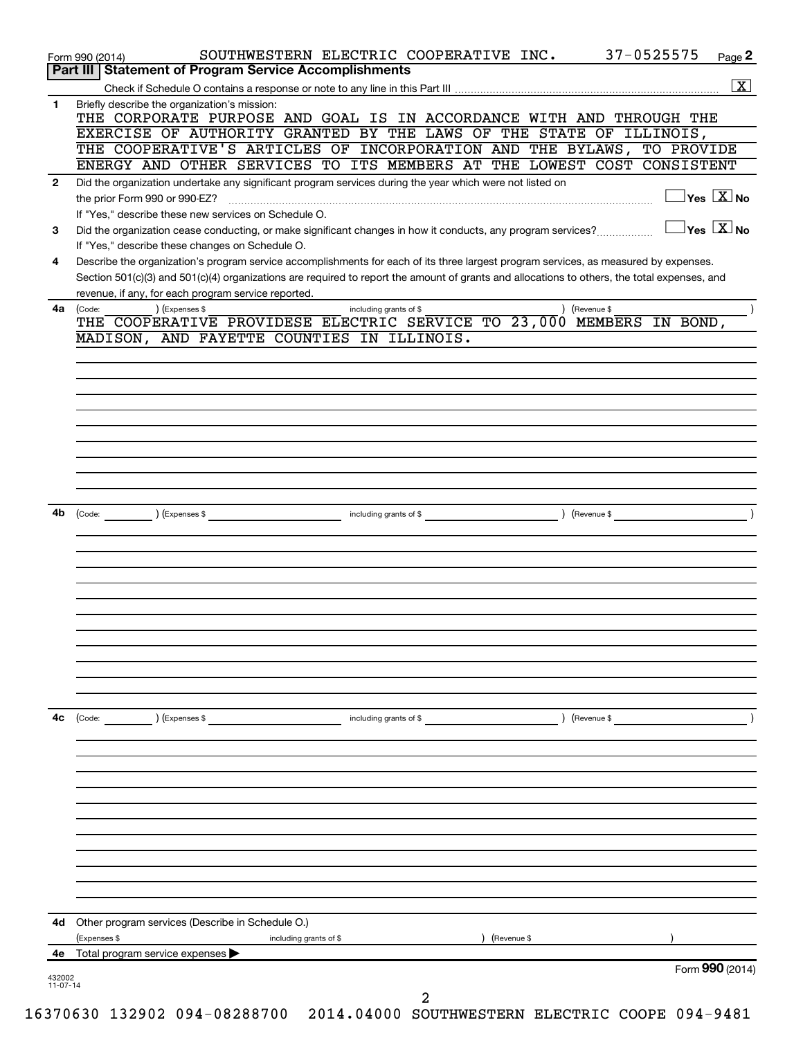Form 990 (2014) SOUTHWESTERN ELECTRIC COOPERATIVE INC. 37-0525575 Page **2**

**Part III | Statement of Program Service Accomplishments**

Check if Schedule O contains a response or note to any line in this Part III .......... [X]

**1** Briefly describe the organization's mission:

THE CORPORATE PURPOSE AND GOAL IS IN ACCORDANCE WITH AND THROUGH THE EXERCISE OF AUTHORITY GRANTED BY THE LAWS OF THE STATE OF ILLINOIS, THE COOPERATIVE'S ARTICLES OF INCORPORATION AND THE BYLAWS, TO PROVIDE ENERGY AND OTHER SERVICES TO ITS MEMBERS AT THE LOWEST COST CONSISTENT

**2** Did the organization undertake any significant program services during the year which were not listed on the prior Form 990 or 990-EZ? .......... [ ] Yes [X] No

If "Yes," describe these new services on Schedule O.

**3** Did the organization cease conducting, or make significant changes in how it conducts, any program services? .......... [ ] Yes [X] No

If "Yes," describe these changes on Schedule O.

**4** Describe the organization's program service accomplishments for each of its three largest program services, as measured by expenses. Section 501(c)(3) and 501(c)(4) organizations are required to report the amount of grants and allocations to others, the total expenses, and revenue, if any, for each program service reported.

**4a** (Code: ) (Expenses $ including grants of $ ) (Revenue $ )

THE COOPERATIVE PROVIDESE ELECTRIC SERVICE TO 23,000 MEMBERS IN BOND, MADISON, AND FAYETTE COUNTIES IN ILLINOIS.

**4b** (Code: ) (Expenses $ including grants of $ ) (Revenue $ )

**4c** (Code: ) (Expenses $ including grants of $ ) (Revenue $ )

**4d** Other program services (Describe in Schedule O.)

(Expenses $ including grants of $ ) (Revenue $ )

**4e** Total program service expenses ▶

Form **990** (2014)

432002 11-07-14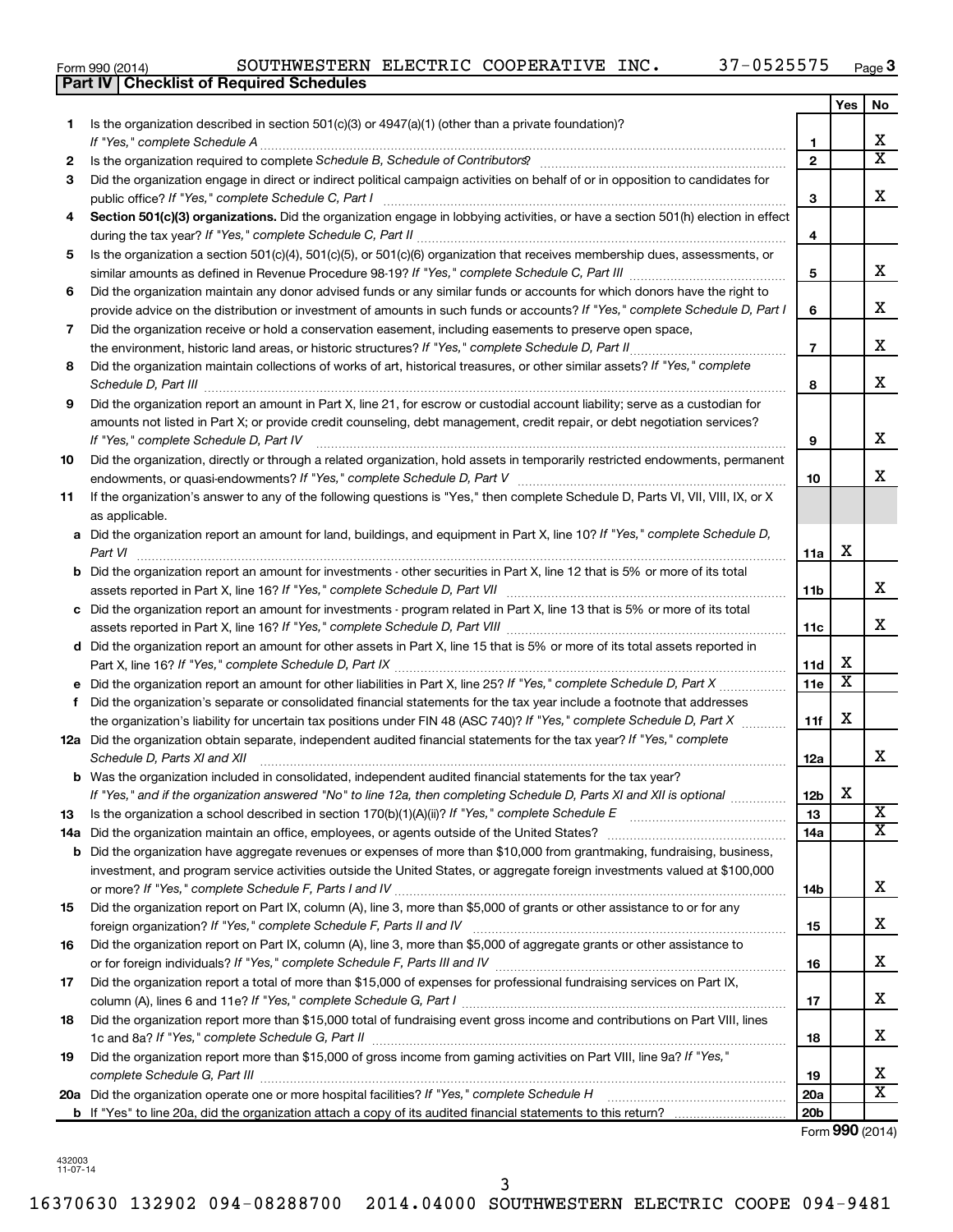Form 990 (2014) SOUTHWESTERN ELECTRIC COOPERATIVE INC. 37-0525575 Page 3

## Part IV | Checklist of Required Schedules

| | | | Yes | No |
|---|---|---|---|---|
| 1 | Is the organization described in section 501(c)(3) or 4947(a)(1) (other than a private foundation)? *If "Yes," complete Schedule A* | 1 | | X |
| 2 | Is the organization required to complete *Schedule B, Schedule of Contributors*? | 2 | | X |
| 3 | Did the organization engage in direct or indirect political campaign activities on behalf of or in opposition to candidates for public office? *If "Yes," complete Schedule C, Part I* | 3 | | X |
| 4 | **Section 501(c)(3) organizations.** Did the organization engage in lobbying activities, or have a section 501(h) election in effect during the tax year? *If "Yes," complete Schedule C, Part II* | 4 | | |
| 5 | Is the organization a section 501(c)(4), 501(c)(5), or 501(c)(6) organization that receives membership dues, assessments, or similar amounts as defined in Revenue Procedure 98-19? *If "Yes," complete Schedule C, Part III* | 5 | | X |
| 6 | Did the organization maintain any donor advised funds or any similar funds or accounts for which donors have the right to provide advice on the distribution or investment of amounts in such funds or accounts? *If "Yes," complete Schedule D, Part I* | 6 | | X |
| 7 | Did the organization receive or hold a conservation easement, including easements to preserve open space, the environment, historic land areas, or historic structures? *If "Yes," complete Schedule D, Part II* | 7 | | X |
| 8 | Did the organization maintain collections of works of art, historical treasures, or other similar assets? *If "Yes," complete Schedule D, Part III* | 8 | | X |
| 9 | Did the organization report an amount in Part X, line 21, for escrow or custodial account liability; serve as a custodian for amounts not listed in Part X; or provide credit counseling, debt management, credit repair, or debt negotiation services? *If "Yes," complete Schedule D, Part IV* | 9 | | X |
| 10 | Did the organization, directly or through a related organization, hold assets in temporarily restricted endowments, permanent endowments, or quasi-endowments? *If "Yes," complete Schedule D, Part V* | 10 | | X |
| 11 | If the organization's answer to any of the following questions is "Yes," then complete Schedule D, Parts VI, VII, VIII, IX, or X as applicable. | | | |
| a | Did the organization report an amount for land, buildings, and equipment in Part X, line 10? *If "Yes," complete Schedule D, Part VI* | 11a | X | |
| b | Did the organization report an amount for investments - other securities in Part X, line 12 that is 5% or more of its total assets reported in Part X, line 16? *If "Yes," complete Schedule D, Part VII* | 11b | | X |
| c | Did the organization report an amount for investments - program related in Part X, line 13 that is 5% or more of its total assets reported in Part X, line 16? *If "Yes," complete Schedule D, Part VIII* | 11c | | X |
| d | Did the organization report an amount for other assets in Part X, line 15 that is 5% or more of its total assets reported in Part X, line 16? *If "Yes," complete Schedule D, Part IX* | 11d | X | |
| e | Did the organization report an amount for other liabilities in Part X, line 25? *If "Yes," complete Schedule D, Part X* | 11e | X | |
| f | Did the organization's separate or consolidated financial statements for the tax year include a footnote that addresses the organization's liability for uncertain tax positions under FIN 48 (ASC 740)? *If "Yes," complete Schedule D, Part X* | 11f | X | |
| 12a | Did the organization obtain separate, independent audited financial statements for the tax year? *If "Yes," complete Schedule D, Parts XI and XII* | 12a | | X |
| b | Was the organization included in consolidated, independent audited financial statements for the tax year? *If "Yes," and if the organization answered "No" to line 12a, then completing Schedule D, Parts XI and XII is optional* | 12b | X | |
| 13 | Is the organization a school described in section 170(b)(1)(A)(ii)? *If "Yes," complete Schedule E* | 13 | | X |
| 14a | Did the organization maintain an office, employees, or agents outside of the United States? | 14a | | X |
| b | Did the organization have aggregate revenues or expenses of more than $10,000 from grantmaking, fundraising, business, investment, and program service activities outside the United States, or aggregate foreign investments valued at $100,000 or more? *If "Yes," complete Schedule F, Parts I and IV* | 14b | | X |
| 15 | Did the organization report on Part IX, column (A), line 3, more than $5,000 of grants or other assistance to or for any foreign organization? *If "Yes," complete Schedule F, Parts II and IV* | 15 | | X |
| 16 | Did the organization report on Part IX, column (A), line 3, more than $5,000 of aggregate grants or other assistance to or for foreign individuals? *If "Yes," complete Schedule F, Parts III and IV* | 16 | | X |
| 17 | Did the organization report a total of more than $15,000 of expenses for professional fundraising services on Part IX, column (A), lines 6 and 11e? *If "Yes," complete Schedule G, Part I* | 17 | | X |
| 18 | Did the organization report more than $15,000 total of fundraising event gross income and contributions on Part VIII, lines 1c and 8a? *If "Yes," complete Schedule G, Part II* | 18 | | X |
| 19 | Did the organization report more than $15,000 of gross income from gaming activities on Part VIII, line 9a? *If "Yes," complete Schedule G, Part III* | 19 | | X |
| 20a | Did the organization operate one or more hospital facilities? *If "Yes," complete Schedule H* | 20a | | X |
| b | If "Yes" to line 20a, did the organization attach a copy of its audited financial statements to this return? | 20b | | |

Form **990** (2014)

432003 11-07-14

16370630 132902 094-08288700 2014.04000 SOUTHWESTERN ELECTRIC COOPE 094-9481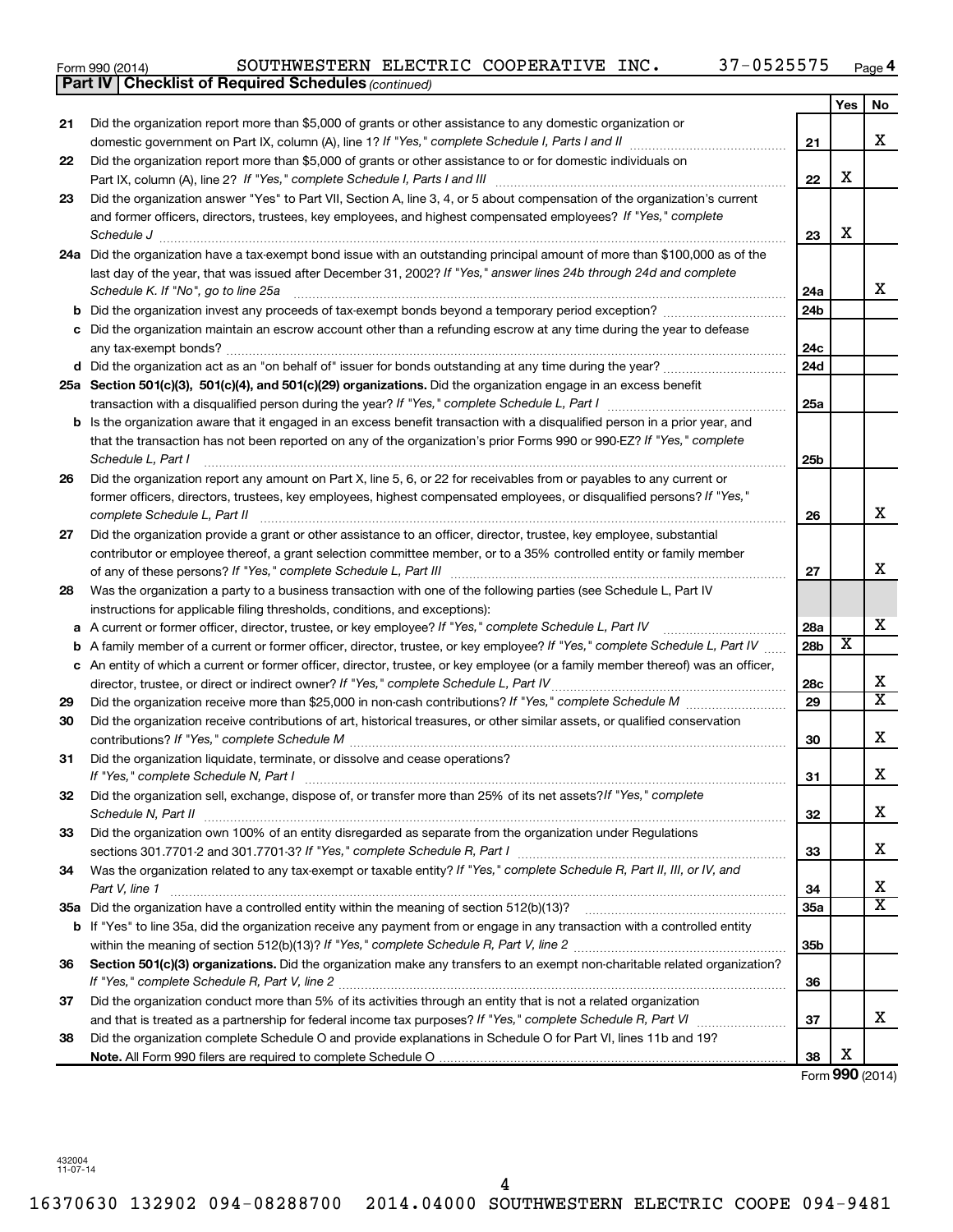Form 990 (2014) SOUTHWESTERN ELECTRIC COOPERATIVE INC. 37-0525575 Page 4

**Part IV | Checklist of Required Schedules** *(continued)*

| | | | Yes | No |
|---|---|---|---|---|
| 21 | Did the organization report more than $5,000 of grants or other assistance to any domestic organization or domestic government on Part IX, column (A), line 1? *If "Yes," complete Schedule I, Parts I and II* | 21 | | X |
| 22 | Did the organization report more than $5,000 of grants or other assistance to or for domestic individuals on Part IX, column (A), line 2? *If "Yes," complete Schedule I, Parts I and III* | 22 | X | |
| 23 | Did the organization answer "Yes" to Part VII, Section A, line 3, 4, or 5 about compensation of the organization's current and former officers, directors, trustees, key employees, and highest compensated employees? *If "Yes," complete Schedule J* | 23 | X | |
| 24a | Did the organization have a tax-exempt bond issue with an outstanding principal amount of more than $100,000 as of the last day of the year, that was issued after December 31, 2002? *If "Yes," answer lines 24b through 24d and complete Schedule K. If "No", go to line 25a* | 24a | | X |
| b | Did the organization invest any proceeds of tax-exempt bonds beyond a temporary period exception? | 24b | | |
| c | Did the organization maintain an escrow account other than a refunding escrow at any time during the year to defease any tax-exempt bonds? | 24c | | |
| d | Did the organization act as an "on behalf of" issuer for bonds outstanding at any time during the year? | 24d | | |
| 25a | **Section 501(c)(3), 501(c)(4), and 501(c)(29) organizations.** Did the organization engage in an excess benefit transaction with a disqualified person during the year? *If "Yes," complete Schedule L, Part I* | 25a | | |
| b | Is the organization aware that it engaged in an excess benefit transaction with a disqualified person in a prior year, and that the transaction has not been reported on any of the organization's prior Forms 990 or 990-EZ? *If "Yes," complete Schedule L, Part I* | 25b | | |
| 26 | Did the organization report any amount on Part X, line 5, 6, or 22 for receivables from or payables to any current or former officers, directors, trustees, key employees, highest compensated employees, or disqualified persons? *If "Yes," complete Schedule L, Part II* | 26 | | X |
| 27 | Did the organization provide a grant or other assistance to an officer, director, trustee, key employee, substantial contributor or employee thereof, a grant selection committee member, or to a 35% controlled entity or family member of any of these persons? *If "Yes," complete Schedule L, Part III* | 27 | | X |
| 28 | Was the organization a party to a business transaction with one of the following parties (see Schedule L, Part IV instructions for applicable filing thresholds, conditions, and exceptions): | | | |
| a | A current or former officer, director, trustee, or key employee? *If "Yes," complete Schedule L, Part IV* | 28a | | X |
| b | A family member of a current or former officer, director, trustee, or key employee? *If "Yes," complete Schedule L, Part IV* | 28b | X | |
| c | An entity of which a current or former officer, director, trustee, or key employee (or a family member thereof) was an officer, director, trustee, or direct or indirect owner? *If "Yes," complete Schedule L, Part IV* | 28c | | X |
| 29 | Did the organization receive more than $25,000 in non-cash contributions? *If "Yes," complete Schedule M* | 29 | | X |
| 30 | Did the organization receive contributions of art, historical treasures, or other similar assets, or qualified conservation contributions? *If "Yes," complete Schedule M* | 30 | | X |
| 31 | Did the organization liquidate, terminate, or dissolve and cease operations? *If "Yes," complete Schedule N, Part I* | 31 | | X |
| 32 | Did the organization sell, exchange, dispose of, or transfer more than 25% of its net assets? *If "Yes," complete Schedule N, Part II* | 32 | | X |
| 33 | Did the organization own 100% of an entity disregarded as separate from the organization under Regulations sections 301.7701-2 and 301.7701-3? *If "Yes," complete Schedule R, Part I* | 33 | | X |
| 34 | Was the organization related to any tax-exempt or taxable entity? *If "Yes," complete Schedule R, Part II, III, or IV, and Part V, line 1* | 34 | | X |
| 35a | Did the organization have a controlled entity within the meaning of section 512(b)(13)? | 35a | | X |
| b | If "Yes" to line 35a, did the organization receive any payment from or engage in any transaction with a controlled entity within the meaning of section 512(b)(13)? *If "Yes," complete Schedule R, Part V, line 2* | 35b | | |
| 36 | **Section 501(c)(3) organizations.** Did the organization make any transfers to an exempt non-charitable related organization? *If "Yes," complete Schedule R, Part V, line 2* | 36 | | |
| 37 | Did the organization conduct more than 5% of its activities through an entity that is not a related organization and that is treated as a partnership for federal income tax purposes? *If "Yes," complete Schedule R, Part VI* | 37 | | X |
| 38 | Did the organization complete Schedule O and provide explanations in Schedule O for Part VI, lines 11b and 19? **Note.** All Form 990 filers are required to complete Schedule O | 38 | X | |

Form **990** (2014)

432004
11-07-14

16370630 132902 094-08288700 2014.04000 SOUTHWESTERN ELECTRIC COOPE 094-9481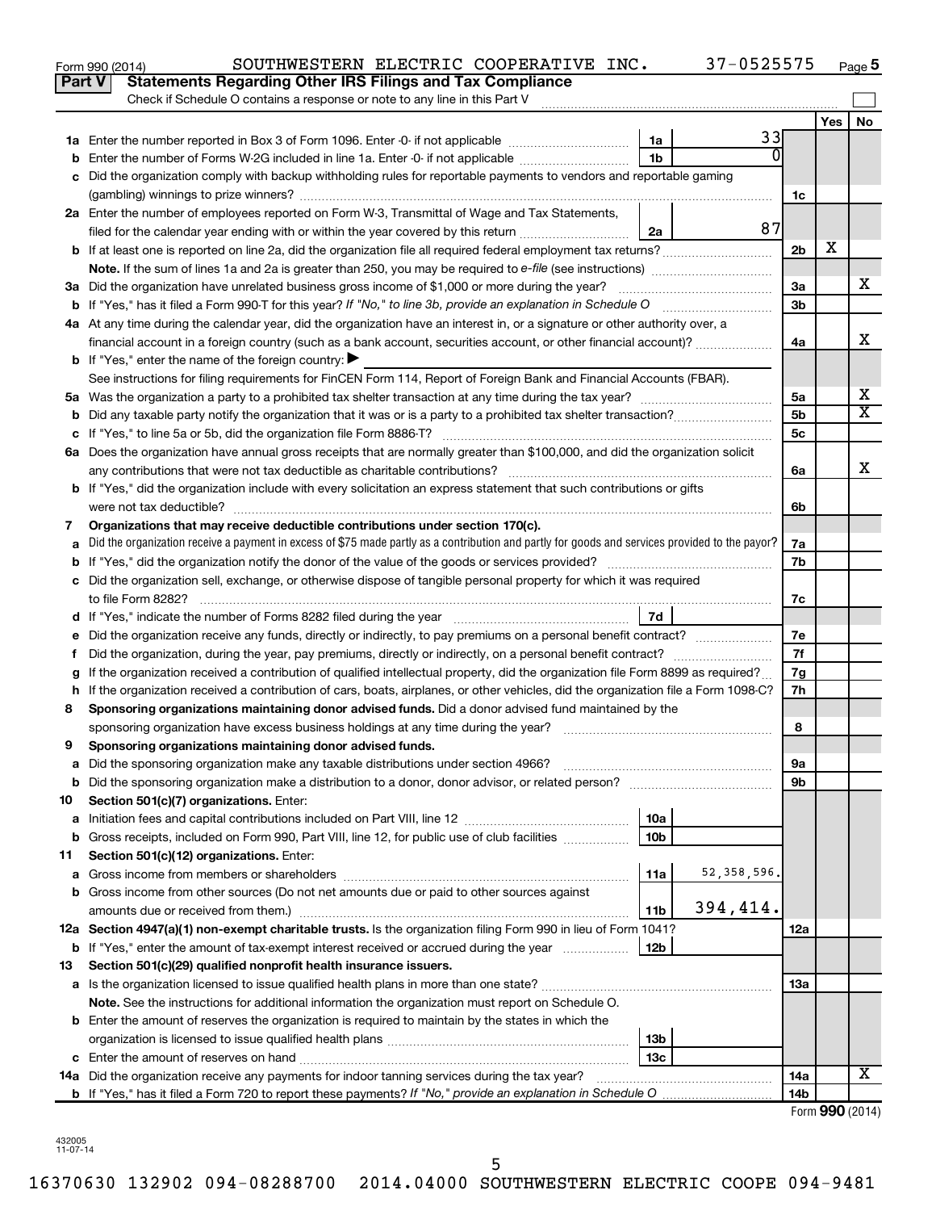Form 990 (2014) SOUTHWESTERN ELECTRIC COOPERATIVE INC. 37-0525575 Page 5

## Part V Statements Regarding Other IRS Filings and Tax Compliance

Check if Schedule O contains a response or note to any line in this Part V

| | | | | | Yes | No |
|---|---|---|---|---|---|---|
| 1a | Enter the number reported in Box 3 of Form 1096. Enter -0- if not applicable | 1a | 33 | | | |
| b | Enter the number of Forms W-2G included in line 1a. Enter -0- if not applicable | 1b | 0 | | | |
| c | Did the organization comply with backup withholding rules for reportable payments to vendors and reportable gaming (gambling) winnings to prize winners? | | | 1c | | |
| 2a | Enter the number of employees reported on Form W-3, Transmittal of Wage and Tax Statements, filed for the calendar year ending with or within the year covered by this return | 2a | 87 | | | |
| b | If at least one is reported on line 2a, did the organization file all required federal employment tax returns? | | | 2b | X | |
| | **Note.** If the sum of lines 1a and 2a is greater than 250, you may be required to *e-file* (see instructions) | | | | | |
| 3a | Did the organization have unrelated business gross income of $1,000 or more during the year? | | | 3a | | X |
| b | If "Yes," has it filed a Form 990-T for this year? *If "No," to line 3b, provide an explanation in Schedule O* | | | 3b | | |
| 4a | At any time during the calendar year, did the organization have an interest in, or a signature or other authority over, a financial account in a foreign country (such as a bank account, securities account, or other financial account)? | | | 4a | | X |
| b | If "Yes," enter the name of the foreign country: ▶ | | | | | |
| | See instructions for filing requirements for FinCEN Form 114, Report of Foreign Bank and Financial Accounts (FBAR). | | | | | |
| 5a | Was the organization a party to a prohibited tax shelter transaction at any time during the tax year? | | | 5a | | X |
| b | Did any taxable party notify the organization that it was or is a party to a prohibited tax shelter transaction? | | | 5b | | X |
| c | If "Yes," to line 5a or 5b, did the organization file Form 8886-T? | | | 5c | | |
| 6a | Does the organization have annual gross receipts that are normally greater than $100,000, and did the organization solicit any contributions that were not tax deductible as charitable contributions? | | | 6a | | X |
| b | If "Yes," did the organization include with every solicitation an express statement that such contributions or gifts were not tax deductible? | | | 6b | | |
| 7 | **Organizations that may receive deductible contributions under section 170(c).** | | | | | |
| a | Did the organization receive a payment in excess of $75 made partly as a contribution and partly for goods and services provided to the payor? | | | 7a | | |
| b | If "Yes," did the organization notify the donor of the value of the goods or services provided? | | | 7b | | |
| c | Did the organization sell, exchange, or otherwise dispose of tangible personal property for which it was required to file Form 8282? | | | 7c | | |
| d | If "Yes," indicate the number of Forms 8282 filed during the year | 7d | | | | |
| e | Did the organization receive any funds, directly or indirectly, to pay premiums on a personal benefit contract? | | | 7e | | |
| f | Did the organization, during the year, pay premiums, directly or indirectly, on a personal benefit contract? | | | 7f | | |
| g | If the organization received a contribution of qualified intellectual property, did the organization file Form 8899 as required? | | | 7g | | |
| h | If the organization received a contribution of cars, boats, airplanes, or other vehicles, did the organization file a Form 1098-C? | | | 7h | | |
| 8 | **Sponsoring organizations maintaining donor advised funds.** Did a donor advised fund maintained by the sponsoring organization have excess business holdings at any time during the year? | | | 8 | | |
| 9 | **Sponsoring organizations maintaining donor advised funds.** | | | | | |
| a | Did the sponsoring organization make any taxable distributions under section 4966? | | | 9a | | |
| b | Did the sponsoring organization make a distribution to a donor, donor advisor, or related person? | | | 9b | | |
| 10 | **Section 501(c)(7) organizations.** Enter: | | | | | |
| a | Initiation fees and capital contributions included on Part VIII, line 12 | 10a | | | | |
| b | Gross receipts, included on Form 990, Part VIII, line 12, for public use of club facilities | 10b | | | | |
| 11 | **Section 501(c)(12) organizations.** Enter: | | | | | |
| a | Gross income from members or shareholders | 11a | 52,358,596. | | | |
| b | Gross income from other sources (Do not net amounts due or paid to other sources against amounts due or received from them.) | 11b | 394,414. | | | |
| 12a | **Section 4947(a)(1) non-exempt charitable trusts.** Is the organization filing Form 990 in lieu of Form 1041? | | | 12a | | |
| b | If "Yes," enter the amount of tax-exempt interest received or accrued during the year | 12b | | | | |
| 13 | **Section 501(c)(29) qualified nonprofit health insurance issuers.** | | | | | |
| a | Is the organization licensed to issue qualified health plans in more than one state? | | | 13a | | |
| | **Note.** See the instructions for additional information the organization must report on Schedule O. | | | | | |
| b | Enter the amount of reserves the organization is required to maintain by the states in which the organization is licensed to issue qualified health plans | 13b | | | | |
| c | Enter the amount of reserves on hand | 13c | | | | |
| 14a | Did the organization receive any payments for indoor tanning services during the tax year? | | | 14a | | X |
| b | If "Yes," has it filed a Form 720 to report these payments? *If "No," provide an explanation in Schedule O* | | | 14b | | |

Form **990** (2014)

432005
11-07-14

16370630 132902 094-08288700 2014.04000 SOUTHWESTERN ELECTRIC COOPE 094-9481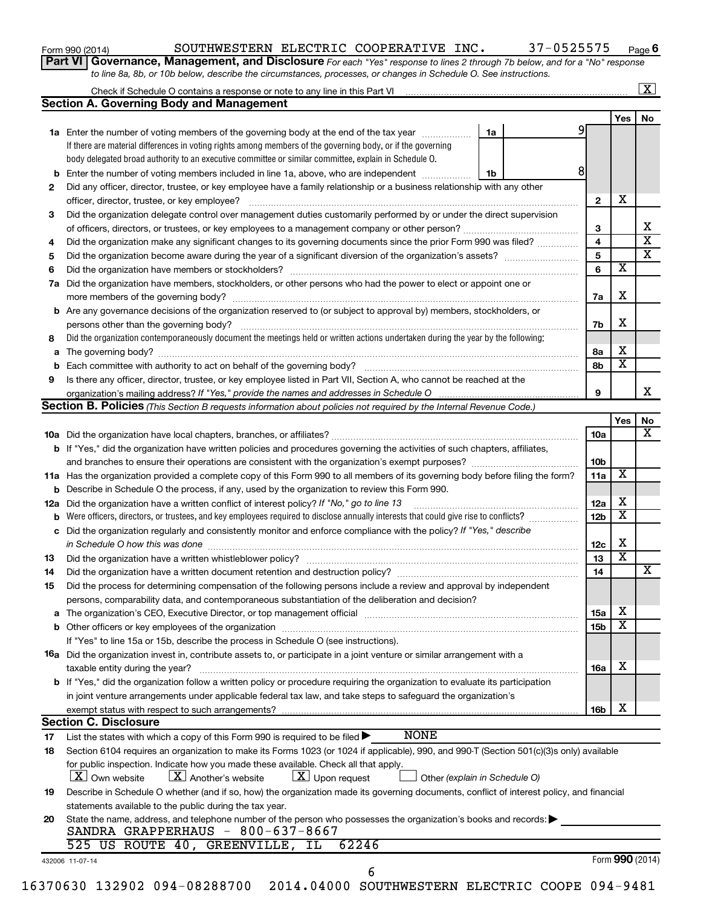Form 990 (2014) SOUTHWESTERN ELECTRIC COOPERATIVE INC. 37-0525575 Page 6

**Part VI Governance, Management, and Disclosure** *For each "Yes" response to lines 2 through 7b below, and for a "No" response to line 8a, 8b, or 10b below, describe the circumstances, processes, or changes in Schedule O. See instructions.*

Check if Schedule O contains a response or note to any line in this Part VI .......... [X]

## Section A. Governing Body and Management

| | | | Yes | No |
|---|---|---|---|---|
| **1a** | Enter the number of voting members of the governing body at the end of the tax year .......... **1a** 9<br>If there are material differences in voting rights among members of the governing body, or if the governing body delegated broad authority to an executive committee or similar committee, explain in Schedule O. | | | |
| **b** | Enter the number of voting members included in line 1a, above, who are independent .......... **1b** 8 | | | |
| **2** | Did any officer, director, trustee, or key employee have a family relationship or a business relationship with any other officer, director, trustee, or key employee? | 2 | X | |
| **3** | Did the organization delegate control over management duties customarily performed by or under the direct supervision of officers, directors, or trustees, or key employees to a management company or other person? | 3 | | X |
| **4** | Did the organization make any significant changes to its governing documents since the prior Form 990 was filed? | 4 | | X |
| **5** | Did the organization become aware during the year of a significant diversion of the organization's assets? | 5 | | X |
| **6** | Did the organization have members or stockholders? | 6 | X | |
| **7a** | Did the organization have members, stockholders, or other persons who had the power to elect or appoint one or more members of the governing body? | 7a | X | |
| **b** | Are any governance decisions of the organization reserved to (or subject to approval by) members, stockholders, or persons other than the governing body? | 7b | X | |
| **8** | Did the organization contemporaneously document the meetings held or written actions undertaken during the year by the following: | | | |
| **a** | The governing body? | 8a | X | |
| **b** | Each committee with authority to act on behalf of the governing body? | 8b | X | |
| **9** | Is there any officer, director, trustee, or key employee listed in Part VII, Section A, who cannot be reached at the organization's mailing address? *If "Yes," provide the names and addresses in Schedule O* | 9 | | X |

## Section B. Policies *(This Section B requests information about policies not required by the Internal Revenue Code.)*

| | | | Yes | No |
|---|---|---|---|---|
| **10a** | Did the organization have local chapters, branches, or affiliates? | 10a | | X |
| **b** | If "Yes," did the organization have written policies and procedures governing the activities of such chapters, affiliates, and branches to ensure their operations are consistent with the organization's exempt purposes? | 10b | | |
| **11a** | Has the organization provided a complete copy of this Form 990 to all members of its governing body before filing the form? | 11a | X | |
| **b** | Describe in Schedule O the process, if any, used by the organization to review this Form 990. | | | |
| **12a** | Did the organization have a written conflict of interest policy? *If "No," go to line 13* | 12a | X | |
| **b** | Were officers, directors, or trustees, and key employees required to disclose annually interests that could give rise to conflicts? | 12b | X | |
| **c** | Did the organization regularly and consistently monitor and enforce compliance with the policy? *If "Yes," describe in Schedule O how this was done* | 12c | X | |
| **13** | Did the organization have a written whistleblower policy? | 13 | X | |
| **14** | Did the organization have a written document retention and destruction policy? | 14 | | X |
| **15** | Did the process for determining compensation of the following persons include a review and approval by independent persons, comparability data, and contemporaneous substantiation of the deliberation and decision? | | | |
| **a** | The organization's CEO, Executive Director, or top management official | 15a | X | |
| **b** | Other officers or key employees of the organization<br>If "Yes" to line 15a or 15b, describe the process in Schedule O (see instructions). | 15b | X | |
| **16a** | Did the organization invest in, contribute assets to, or participate in a joint venture or similar arrangement with a taxable entity during the year? | 16a | X | |
| **b** | If "Yes," did the organization follow a written policy or procedure requiring the organization to evaluate its participation in joint venture arrangements under applicable federal tax law, and take steps to safeguard the organization's exempt status with respect to such arrangements? | 16b | X | |

## Section C. Disclosure

**17** List the states with which a copy of this Form 990 is required to be filed ▶ NONE

**18** Section 6104 requires an organization to make its Forms 1023 (or 1024 if applicable), 990, and 990-T (Section 501(c)(3)s only) available for public inspection. Indicate how you made these available. Check all that apply.

[X] Own website [X] Another's website [X] Upon request [ ] Other *(explain in Schedule O)*

**19** Describe in Schedule O whether (and if so, how) the organization made its governing documents, conflict of interest policy, and financial statements available to the public during the tax year.

**20** State the name, address, and telephone number of the person who possesses the organization's books and records: ▶
SANDRA GRAPPERHAUS - 800-637-8667
525 US ROUTE 40, GREENVILLE, IL 62246

432006 11-07-14 Form **990** (2014)

16370630 132902 094-08288700 2014.04000 SOUTHWESTERN ELECTRIC COOPE 094-9481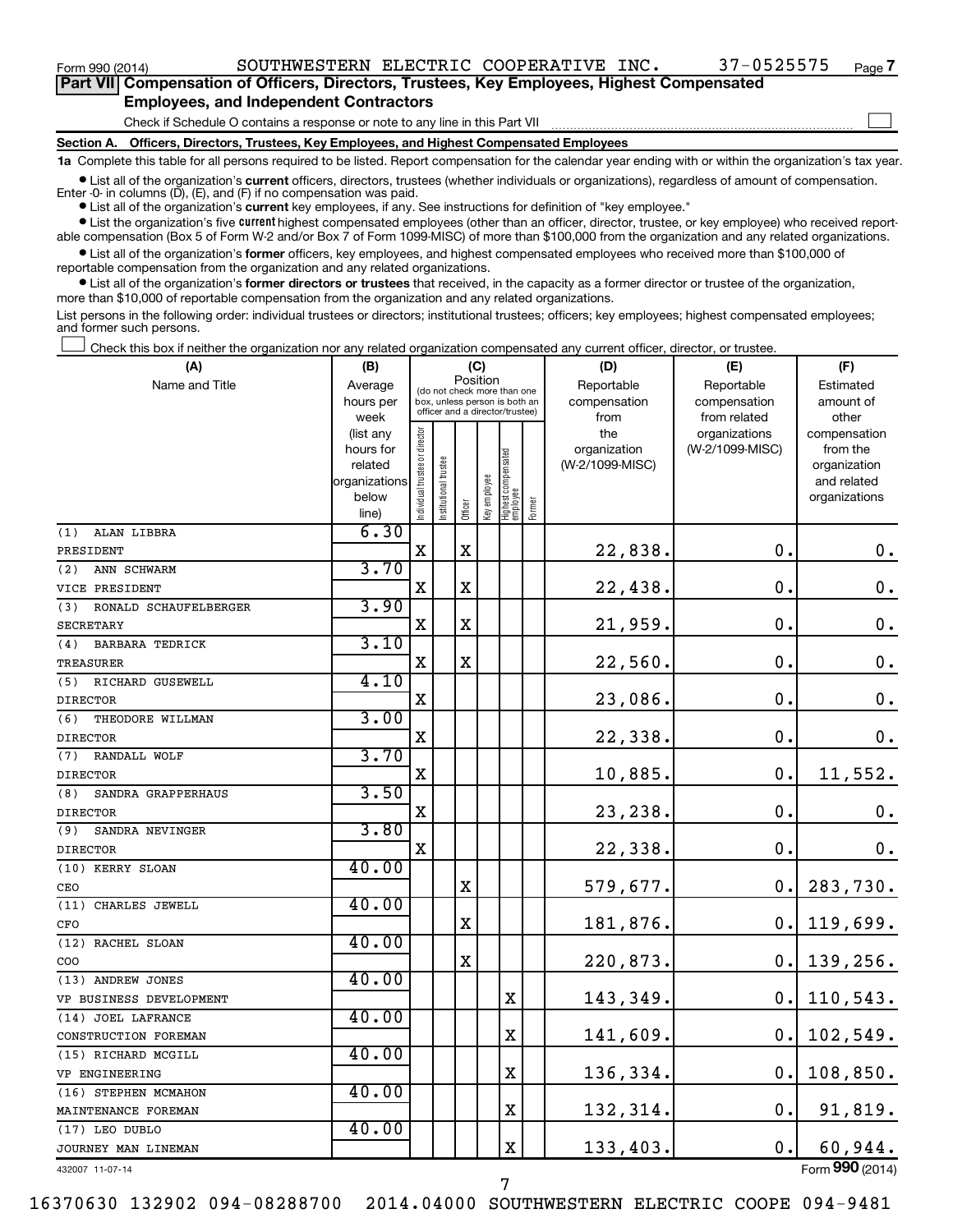Form 990 (2014) SOUTHWESTERN ELECTRIC COOPERATIVE INC. 37-0525575 Page 7

## Part VII Compensation of Officers, Directors, Trustees, Key Employees, Highest Compensated Employees, and Independent Contractors

Check if Schedule O contains a response or note to any line in this Part VII

### Section A. Officers, Directors, Trustees, Key Employees, and Highest Compensated Employees

**1a** Complete this table for all persons required to be listed. Report compensation for the calendar year ending with or within the organization's tax year.

- List all of the organization's **current** officers, directors, trustees (whether individuals or organizations), regardless of amount of compensation. Enter -0- in columns (D), (E), and (F) if no compensation was paid.
- List all of the organization's **current** key employees, if any. See instructions for definition of "key employee."
- List the organization's five **current** highest compensated employees (other than an officer, director, trustee, or key employee) who received reportable compensation (Box 5 of Form W-2 and/or Box 7 of Form 1099-MISC) of more than $100,000 from the organization and any related organizations.
- List all of the organization's **former** officers, key employees, and highest compensated employees who received more than $100,000 of reportable compensation from the organization and any related organizations.
- List all of the organization's **former directors or trustees** that received, in the capacity as a former director or trustee of the organization, more than $10,000 of reportable compensation from the organization and any related organizations.

List persons in the following order: individual trustees or directors; institutional trustees; officers; key employees; highest compensated employees; and former such persons.

Check this box if neither the organization nor any related organization compensated any current officer, director, or trustee.

| (A) Name and Title | (B) Average hours per week (list any hours for related organizations below line) | (C) Position: Individual trustee or director | Institutional trustee | Officer | Key employee | Highest compensated employee | Former | (D) Reportable compensation from the organization (W-2/1099-MISC) | (E) Reportable compensation from related organizations (W-2/1099-MISC) | (F) Estimated amount of other compensation from the organization and related organizations |
|---|---|---|---|---|---|---|---|---|---|---|
| (1) ALAN LIBBRA<br>PRESIDENT | 6.30 | X | | X | | | | 22,838. | 0. | 0. |
| (2) ANN SCHWARM<br>VICE PRESIDENT | 3.70 | X | | X | | | | 22,438. | 0. | 0. |
| (3) RONALD SCHAUFELBERGER<br>SECRETARY | 3.90 | X | | X | | | | 21,959. | 0. | 0. |
| (4) BARBARA TEDRICK<br>TREASURER | 3.10 | X | | X | | | | 22,560. | 0. | 0. |
| (5) RICHARD GUSEWELL<br>DIRECTOR | 4.10 | X | | | | | | 23,086. | 0. | 0. |
| (6) THEODORE WILLMAN<br>DIRECTOR | 3.00 | X | | | | | | 22,338. | 0. | 0. |
| (7) RANDALL WOLF<br>DIRECTOR | 3.70 | X | | | | | | 10,885. | 0. | 11,552. |
| (8) SANDRA GRAPPERHAUS<br>DIRECTOR | 3.50 | X | | | | | | 23,238. | 0. | 0. |
| (9) SANDRA NEVINGER<br>DIRECTOR | 3.80 | X | | | | | | 22,338. | 0. | 0. |
| (10) KERRY SLOAN<br>CEO | 40.00 | | | X | | | | 579,677. | 0. | 283,730. |
| (11) CHARLES JEWELL<br>CFO | 40.00 | | | X | | | | 181,876. | 0. | 119,699. |
| (12) RACHEL SLOAN<br>COO | 40.00 | | | X | | | | 220,873. | 0. | 139,256. |
| (13) ANDREW JONES<br>VP BUSINESS DEVELOPMENT | 40.00 | | | | | X | | 143,349. | 0. | 110,543. |
| (14) JOEL LAFRANCE<br>CONSTRUCTION FOREMAN | 40.00 | | | | | X | | 141,609. | 0. | 102,549. |
| (15) RICHARD MCGILL<br>VP ENGINEERING | 40.00 | | | | | X | | 136,334. | 0. | 108,850. |
| (16) STEPHEN MCMAHON<br>MAINTENANCE FOREMAN | 40.00 | | | | | X | | 132,314. | 0. | 91,819. |
| (17) LEO DUBLO<br>JOURNEY MAN LINEMAN | 40.00 | | | | | X | | 133,403. | 0. | 60,944. |

432007 11-07-14 Form 990 (2014)

16370630 132902 094-08288700 2014.04000 SOUTHWESTERN ELECTRIC COOPE 094-9481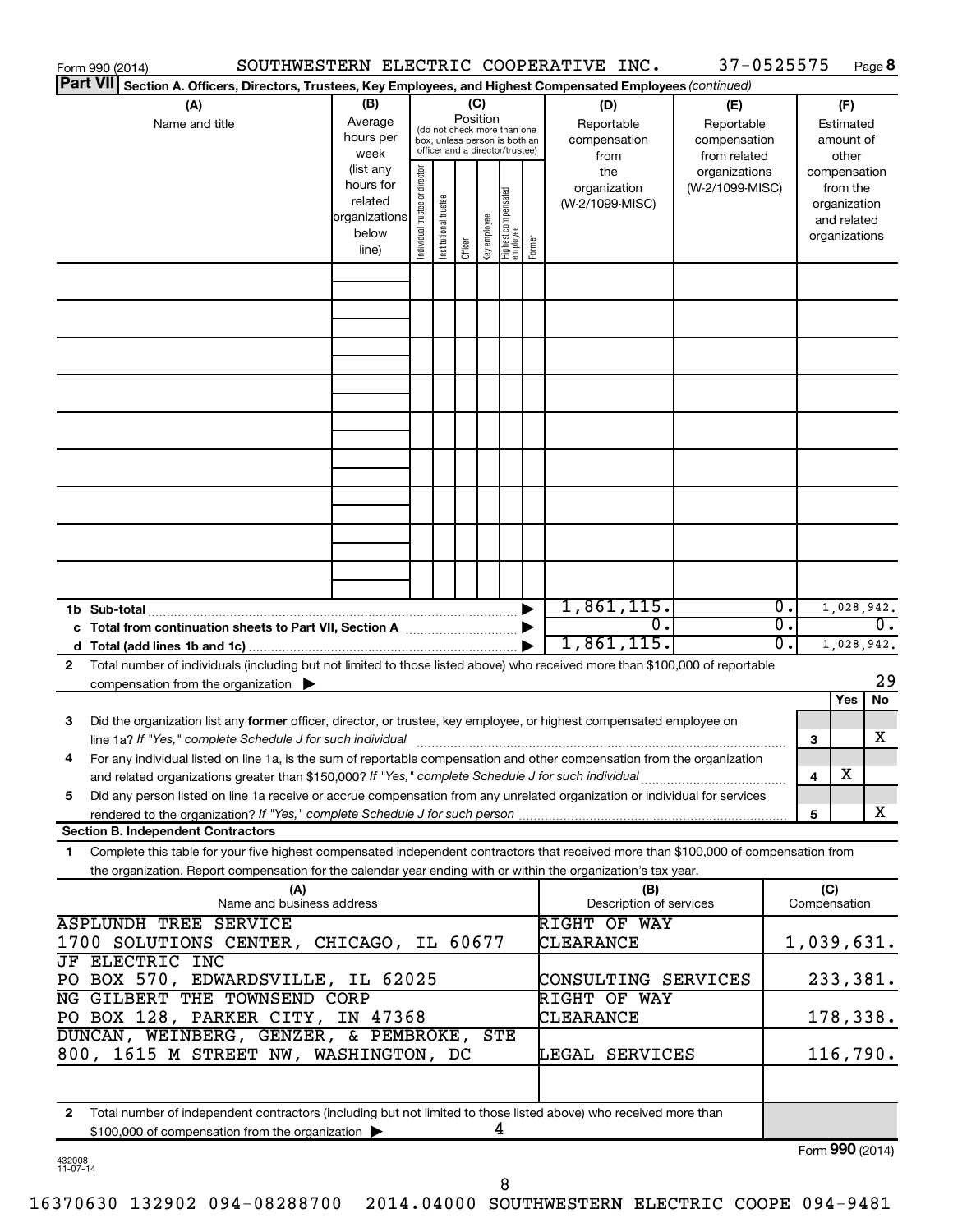Form 990 (2014) SOUTHWESTERN ELECTRIC COOPERATIVE INC. 37-0525575 Page 8

**Part VII Section A. Officers, Directors, Trustees, Key Employees, and Highest Compensated Employees** *(continued)*

| (A) Name and title | (B) Average hours per week (list any hours for related organizations below line) | (C) Position (do not check more than one box, unless person is both an officer and a director/trustee): Individual trustee or director | Institutional trustee | Officer | Key employee | Highest compensated employee | Former | (D) Reportable compensation from the organization (W-2/1099-MISC) | (E) Reportable compensation from related organizations (W-2/1099-MISC) | (F) Estimated amount of other compensation from the organization and related organizations |
|---|---|---|---|---|---|---|---|---|---|---|
| | | | | | | | | | | |
| | | | | | | | | | | |
| | | | | | | | | | | |
| | | | | | | | | | | |
| | | | | | | | | | | |
| | | | | | | | | | | |
| | | | | | | | | | | |
| | | | | | | | | | | |
| | | | | | | | | | | |
| **1b Sub-total** | | | | | | | | 1,861,115. | 0. | 1,028,942. |
| **c Total from continuation sheets to Part VII, Section A** | | | | | | | | 0. | 0. | 0. |
| **d Total (add lines 1b and 1c)** | | | | | | | | 1,861,115. | 0. | 1,028,942. |

**2** Total number of individuals (including but not limited to those listed above) who received more than $100,000 of reportable compensation from the organization ▶ 29

| | | | Yes | No |
|---|---|---|---|---|
| **3** | Did the organization list any **former** officer, director, or trustee, key employee, or highest compensated employee on line 1a? *If "Yes," complete Schedule J for such individual* | 3 | | X |
| **4** | For any individual listed on line 1a, is the sum of reportable compensation and other compensation from the organization and related organizations greater than $150,000? *If "Yes," complete Schedule J for such individual* | 4 | X | |
| **5** | Did any person listed on line 1a receive or accrue compensation from any unrelated organization or individual for services rendered to the organization? *If "Yes," complete Schedule J for such person* | 5 | | X |

**Section B. Independent Contractors**

**1** Complete this table for your five highest compensated independent contractors that received more than $100,000 of compensation from the organization. Report compensation for the calendar year ending with or within the organization's tax year.

| (A) Name and business address | (B) Description of services | (C) Compensation |
|---|---|---|
| ASPLUNDH TREE SERVICE 1700 SOLUTIONS CENTER, CHICAGO, IL 60677 | RIGHT OF WAY CLEARANCE | 1,039,631. |
| JF ELECTRIC INC PO BOX 570, EDWARDSVILLE, IL 62025 | CONSULTING SERVICES | 233,381. |
| NG GILBERT THE TOWNSEND CORP PO BOX 128, PARKER CITY, IN 47368 | RIGHT OF WAY CLEARANCE | 178,338. |
| DUNCAN, WEINBERG, GENZER, & PEMBROKE, STE 800, 1615 M STREET NW, WASHINGTON, DC | LEGAL SERVICES | 116,790. |
| | | |

**2** Total number of independent contractors (including but not limited to those listed above) who received more than $100,000 of compensation from the organization ▶ 4

Form **990** (2014)

432008 11-07-14

16370630 132902 094-08288700 2014.04000 SOUTHWESTERN ELECTRIC COOPE 094-9481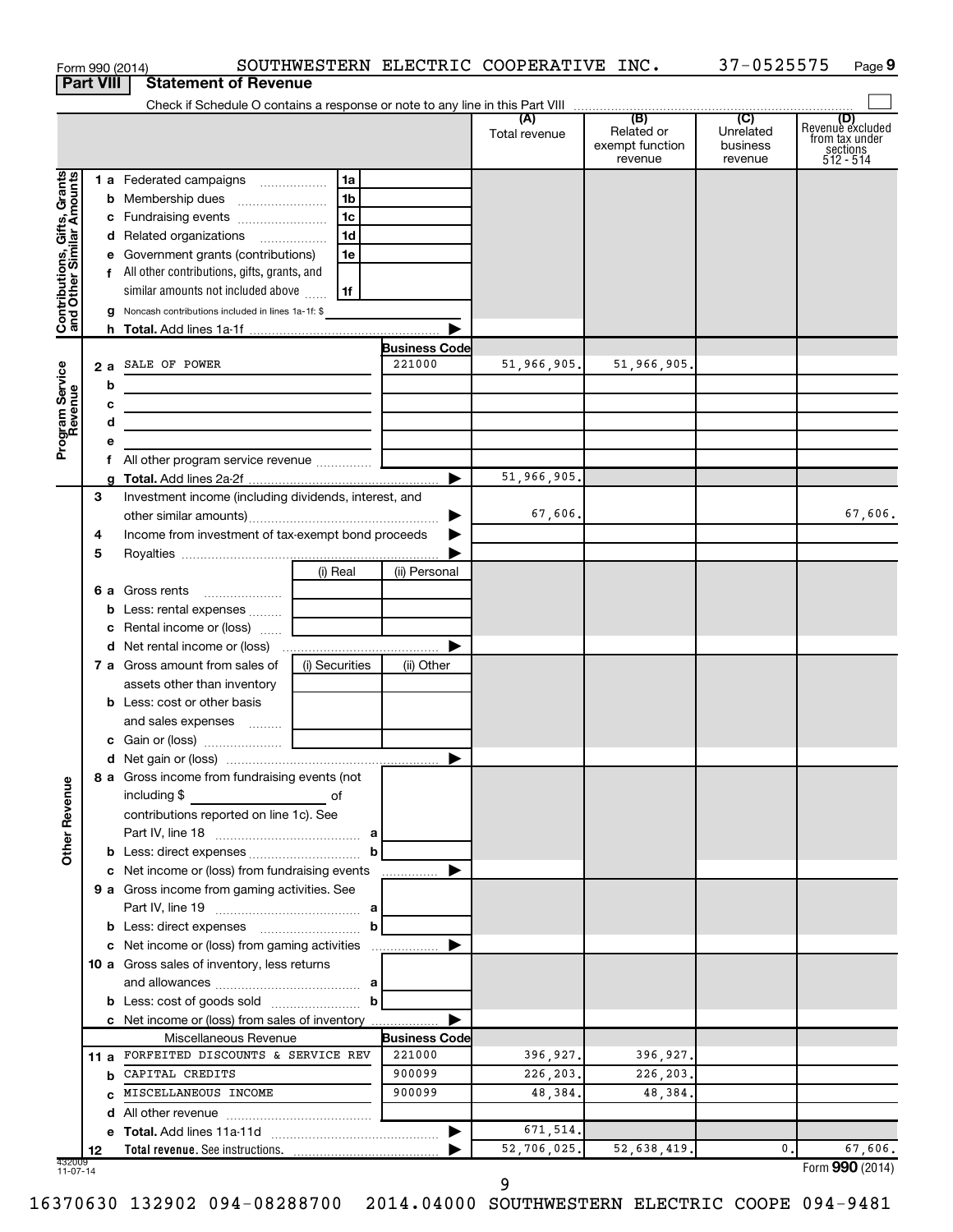Form 990 (2014) SOUTHWESTERN ELECTRIC COOPERATIVE INC. 37-0525575

## Part VIII Statement of Revenue

Check if Schedule O contains a response or note to any line in this Part VIII

| | | | | (A) Total revenue | (B) Related or exempt function revenue | (C) Unrelated business revenue | (D) Revenue excluded from tax under sections 512 - 514 |
|---|---|---|---|---|---|---|---|
| **Contributions, Gifts, Grants and Other Similar Amounts** | 1 a | Federated campaigns | 1a | | | | |
| | b | Membership dues | 1b | | | | |
| | c | Fundraising events | 1c | | | | |
| | d | Related organizations | 1d | | | | |
| | e | Government grants (contributions) | 1e | | | | |
| | f | All other contributions, gifts, grants, and similar amounts not included above | 1f | | | | |
| | g | Noncash contributions included in lines 1a-1f: $ | | | | | |
| | h | **Total.** Add lines 1a-1f | | | | | |
| **Program Service Revenue** | | | **Business Code** | | | | |
| | 2 a | SALE OF POWER | 221000 | 51,966,905. | 51,966,905. | | |
| | b | | | | | | |
| | c | | | | | | |
| | d | | | | | | |
| | e | | | | | | |
| | f | All other program service revenue | | | | | |
| | g | **Total.** Add lines 2a-2f | | 51,966,905. | | | |
| **Other Revenue** | 3 | Investment income (including dividends, interest, and other similar amounts) | | 67,606. | | | 67,606. |
| | 4 | Income from investment of tax-exempt bond proceeds | | | | | |
| | 5 | Royalties | | | | | |
| | | | (i) Real / (ii) Personal | | | | |
| | 6 a | Gross rents | | | | | |
| | b | Less: rental expenses | | | | | |
| | c | Rental income or (loss) | | | | | |
| | d | Net rental income or (loss) | | | | | |
| | | | (i) Securities / (ii) Other | | | | |
| | 7 a | Gross amount from sales of assets other than inventory | | | | | |
| | b | Less: cost or other basis and sales expenses | | | | | |
| | c | Gain or (loss) | | | | | |
| | d | Net gain or (loss) | | | | | |
| | 8 a | Gross income from fundraising events (not including $ of contributions reported on line 1c). See Part IV, line 18 | a | | | | |
| | b | Less: direct expenses | b | | | | |
| | c | Net income or (loss) from fundraising events | | | | | |
| | 9 a | Gross income from gaming activities. See Part IV, line 19 | a | | | | |
| | b | Less: direct expenses | b | | | | |
| | c | Net income or (loss) from gaming activities | | | | | |
| | 10 a | Gross sales of inventory, less returns and allowances | a | | | | |
| | b | Less: cost of goods sold | b | | | | |
| | c | Net income or (loss) from sales of inventory | | | | | |
| | | Miscellaneous Revenue | **Business Code** | | | | |
| | 11 a | FORFEITED DISCOUNTS & SERVICE REV | 221000 | 396,927. | 396,927. | | |
| | b | CAPITAL CREDITS | 900099 | 226,203. | 226,203. | | |
| | c | MISCELLANEOUS INCOME | 900099 | 48,384. | 48,384. | | |
| | d | All other revenue | | | | | |
| | e | **Total.** Add lines 11a-11d | | 671,514. | | | |
| | 12 | **Total revenue.** See instructions. | | 52,706,025. | 52,638,419. | 0. | 67,606. |

432009 11-07-14

Form **990** (2014)

16370630 132902 094-08288700 2014.04000 SOUTHWESTERN ELECTRIC COOPE 094-9481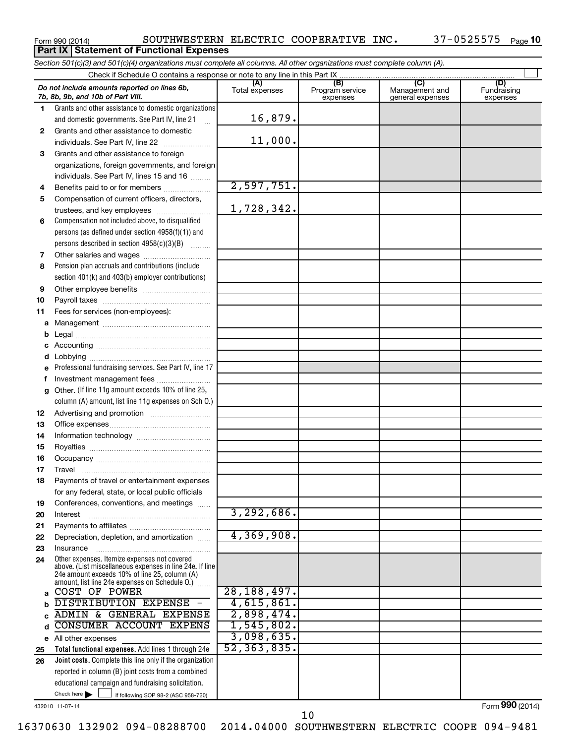Form 990 (2014) SOUTHWESTERN ELECTRIC COOPERATIVE INC. 37-0525575

## Part IX Statement of Functional Expenses

*Section 501(c)(3) and 501(c)(4) organizations must complete all columns. All other organizations must complete column (A).*

Check if Schedule O contains a response or note to any line in this Part IX

| *Do not include amounts reported on lines 6b, 7b, 8b, 9b, and 10b of Part VIII.* | (A) Total expenses | (B) Program service expenses | (C) Management and general expenses | (D) Fundraising expenses |
|---|---|---|---|---|
| 1 Grants and other assistance to domestic organizations and domestic governments. See Part IV, line 21 | 16,879. | | | |
| 2 Grants and other assistance to domestic individuals. See Part IV, line 22 | 11,000. | | | |
| 3 Grants and other assistance to foreign organizations, foreign governments, and foreign individuals. See Part IV, lines 15 and 16 | | | | |
| 4 Benefits paid to or for members | 2,597,751. | | | |
| 5 Compensation of current officers, directors, trustees, and key employees | 1,728,342. | | | |
| 6 Compensation not included above, to disqualified persons (as defined under section 4958(f)(1)) and persons described in section 4958(c)(3)(B) | | | | |
| 7 Other salaries and wages | | | | |
| 8 Pension plan accruals and contributions (include section 401(k) and 403(b) employer contributions) | | | | |
| 9 Other employee benefits | | | | |
| 10 Payroll taxes | | | | |
| 11 Fees for services (non-employees): | | | | |
| a Management | | | | |
| b Legal | | | | |
| c Accounting | | | | |
| d Lobbying | | | | |
| e Professional fundraising services. See Part IV, line 17 | | | | |
| f Investment management fees | | | | |
| g Other. (If line 11g amount exceeds 10% of line 25, column (A) amount, list line 11g expenses on Sch O.) | | | | |
| 12 Advertising and promotion | | | | |
| 13 Office expenses | | | | |
| 14 Information technology | | | | |
| 15 Royalties | | | | |
| 16 Occupancy | | | | |
| 17 Travel | | | | |
| 18 Payments of travel or entertainment expenses for any federal, state, or local public officials | | | | |
| 19 Conferences, conventions, and meetings | | | | |
| 20 Interest | 3,292,686. | | | |
| 21 Payments to affiliates | | | | |
| 22 Depreciation, depletion, and amortization | 4,369,908. | | | |
| 23 Insurance | | | | |
| 24 Other expenses. Itemize expenses not covered above. (List miscellaneous expenses in line 24e. If line 24e amount exceeds 10% of line 25, column (A) amount, list line 24e expenses on Schedule O.) | | | | |
| a COST OF POWER | 28,188,497. | | | |
| b DISTRIBUTION EXPENSE - | 4,615,861. | | | |
| c ADMIN & GENERAL EXPENSE | 2,898,474. | | | |
| d CONSUMER ACCOUNT EXPENS | 1,545,802. | | | |
| e All other expenses | 3,098,635. | | | |
| 25 **Total functional expenses.** Add lines 1 through 24e | 52,363,835. | | | |
| 26 **Joint costs.** Complete this line only if the organization reported in column (B) joint costs from a combined educational campaign and fundraising solicitation. Check here ☐ if following SOP 98-2 (ASC 958-720) | | | | |

432010 11-07-14

Form **990** (2014)

16370630 132902 094-08288700 2014.04000 SOUTHWESTERN ELECTRIC COOPE 094-9481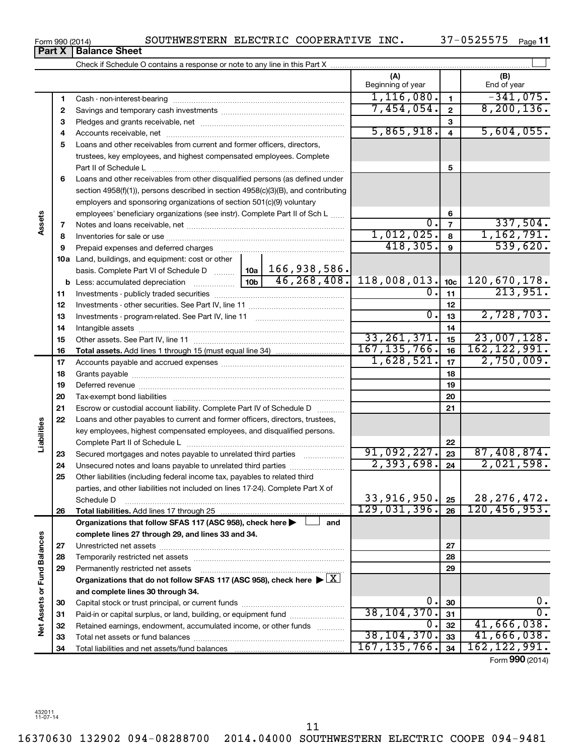Form 990 (2014) SOUTHWESTERN ELECTRIC COOPERATIVE INC. 37-0525575 Page 11

## Part X | Balance Sheet

Check if Schedule O contains a response or note to any line in this Part X

| | | | | (A) Beginning of year | | (B) End of year |
|---|---|---|---|---|---|---|
| Assets | 1 | Cash - non-interest-bearing | | 1,116,080. | 1 | -341,075. |
| | 2 | Savings and temporary cash investments | | 7,454,054. | 2 | 8,200,136. |
| | 3 | Pledges and grants receivable, net | | | 3 | |
| | 4 | Accounts receivable, net | | 5,865,918. | 4 | 5,604,055. |
| | 5 | Loans and other receivables from current and former officers, directors, trustees, key employees, and highest compensated employees. Complete Part II of Schedule L | | | 5 | |
| | 6 | Loans and other receivables from other disqualified persons (as defined under section 4958(f)(1)), persons described in section 4958(c)(3)(B), and contributing employers and sponsoring organizations of section 501(c)(9) voluntary employees' beneficiary organizations (see instr). Complete Part II of Sch L | | | 6 | |
| | 7 | Notes and loans receivable, net | | 0. | 7 | 337,504. |
| | 8 | Inventories for sale or use | | 1,012,025. | 8 | 1,162,791. |
| | 9 | Prepaid expenses and deferred charges | | 418,305. | 9 | 539,620. |
| | 10a | Land, buildings, and equipment: cost or other basis. Complete Part VI of Schedule D | 10a 166,938,586. | | | |
| | b | Less: accumulated depreciation | 10b 46,268,408. | 118,008,013. | 10c | 120,670,178. |
| | 11 | Investments - publicly traded securities | | 0. | 11 | 213,951. |
| | 12 | Investments - other securities. See Part IV, line 11 | | | 12 | |
| | 13 | Investments - program-related. See Part IV, line 11 | | 0. | 13 | 2,728,703. |
| | 14 | Intangible assets | | | 14 | |
| | 15 | Other assets. See Part IV, line 11 | | 33,261,371. | 15 | 23,007,128. |
| | 16 | **Total assets.** Add lines 1 through 15 (must equal line 34) | | 167,135,766. | 16 | 162,122,991. |
| Liabilities | 17 | Accounts payable and accrued expenses | | 1,628,521. | 17 | 2,750,009. |
| | 18 | Grants payable | | | 18 | |
| | 19 | Deferred revenue | | | 19 | |
| | 20 | Tax-exempt bond liabilities | | | 20 | |
| | 21 | Escrow or custodial account liability. Complete Part IV of Schedule D | | | 21 | |
| | 22 | Loans and other payables to current and former officers, directors, trustees, key employees, highest compensated employees, and disqualified persons. Complete Part II of Schedule L | | | 22 | |
| | 23 | Secured mortgages and notes payable to unrelated third parties | | 91,092,227. | 23 | 87,408,874. |
| | 24 | Unsecured notes and loans payable to unrelated third parties | | 2,393,698. | 24 | 2,021,598. |
| | 25 | Other liabilities (including federal income tax, payables to related third parties, and other liabilities not included on lines 17-24). Complete Part X of Schedule D | | 33,916,950. | 25 | 28,276,472. |
| | 26 | **Total liabilities.** Add lines 17 through 25 | | 129,031,396. | 26 | 120,456,953. |
| Net Assets or Fund Balances | | **Organizations that follow SFAS 117 (ASC 958), check here ☐ and complete lines 27 through 29, and lines 33 and 34.** | | | | |
| | 27 | Unrestricted net assets | | | 27 | |
| | 28 | Temporarily restricted net assets | | | 28 | |
| | 29 | Permanently restricted net assets | | | 29 | |
| | | **Organizations that do not follow SFAS 117 (ASC 958), check here ☒ and complete lines 30 through 34.** | | | | |
| | 30 | Capital stock or trust principal, or current funds | | 0. | 30 | 0. |
| | 31 | Paid-in or capital surplus, or land, building, or equipment fund | | 38,104,370. | 31 | 0. |
| | 32 | Retained earnings, endowment, accumulated income, or other funds | | 0. | 32 | 41,666,038. |
| | 33 | Total net assets or fund balances | | 38,104,370. | 33 | 41,666,038. |
| | 34 | Total liabilities and net assets/fund balances | | 167,135,766. | 34 | 162,122,991. |

Form **990** (2014)

432011 11-07-14

16370630 132902 094-08288700 2014.04000 SOUTHWESTERN ELECTRIC COOPE 094-9481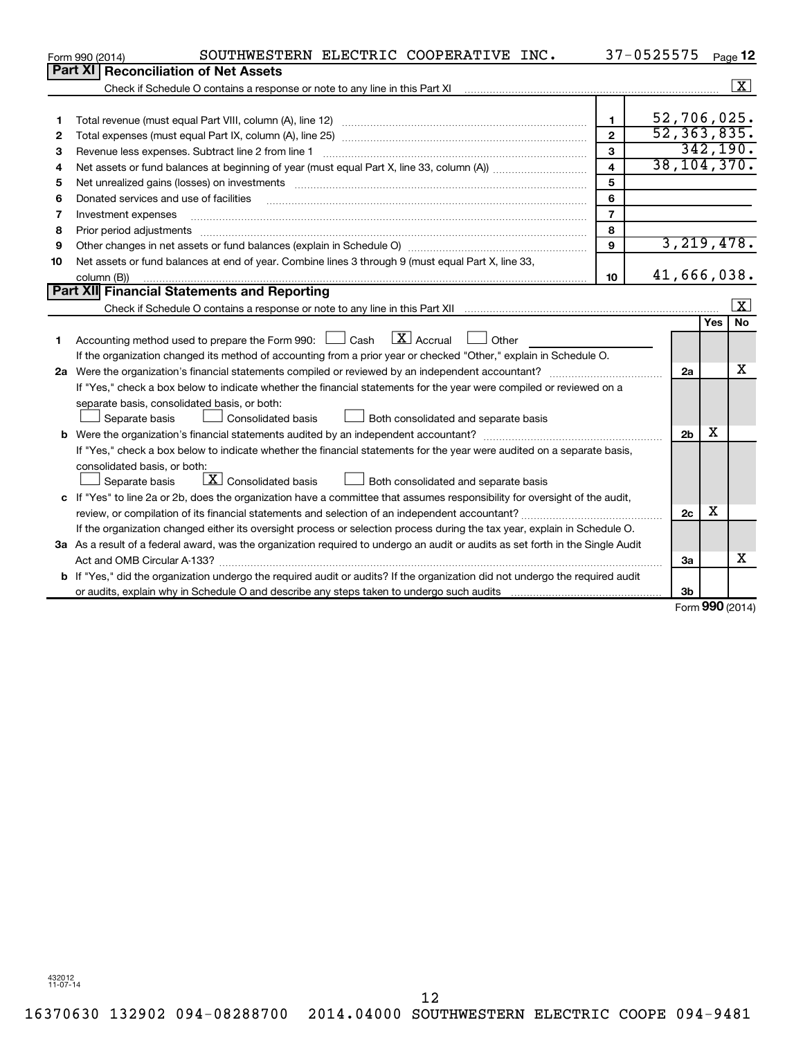Form 990 (2014) SOUTHWESTERN ELECTRIC COOPERATIVE INC. 37-0525575 Page 12

## Part XI Reconciliation of Net Assets

Check if Schedule O contains a response or note to any line in this Part XI [X]

| | | | |
|---|---|---|---|
| 1 | Total revenue (must equal Part VIII, column (A), line 12) | 1 | 52,706,025. |
| 2 | Total expenses (must equal Part IX, column (A), line 25) | 2 | 52,363,835. |
| 3 | Revenue less expenses. Subtract line 2 from line 1 | 3 | 342,190. |
| 4 | Net assets or fund balances at beginning of year (must equal Part X, line 33, column (A)) | 4 | 38,104,370. |
| 5 | Net unrealized gains (losses) on investments | 5 | |
| 6 | Donated services and use of facilities | 6 | |
| 7 | Investment expenses | 7 | |
| 8 | Prior period adjustments | 8 | |
| 9 | Other changes in net assets or fund balances (explain in Schedule O) | 9 | 3,219,478. |
| 10 | Net assets or fund balances at end of year. Combine lines 3 through 9 (must equal Part X, line 33, column (B)) | 10 | 41,666,038. |

## Part XII Financial Statements and Reporting

Check if Schedule O contains a response or note to any line in this Part XII [X]

| | | | Yes | No |
|---|---|---|---|---|
| 1 | Accounting method used to prepare the Form 990: [ ] Cash [X] Accrual [ ] Other<br>If the organization changed its method of accounting from a prior year or checked "Other," explain in Schedule O. | | | |
| 2a | Were the organization's financial statements compiled or reviewed by an independent accountant? | 2a | | X |
| | If "Yes," check a box below to indicate whether the financial statements for the year were compiled or reviewed on a separate basis, consolidated basis, or both:<br>[ ] Separate basis [ ] Consolidated basis [ ] Both consolidated and separate basis | | | |
| b | Were the organization's financial statements audited by an independent accountant? | 2b | X | |
| | If "Yes," check a box below to indicate whether the financial statements for the year were audited on a separate basis, consolidated basis, or both:<br>[ ] Separate basis [X] Consolidated basis [ ] Both consolidated and separate basis | | | |
| c | If "Yes" to line 2a or 2b, does the organization have a committee that assumes responsibility for oversight of the audit, review, or compilation of its financial statements and selection of an independent accountant? | 2c | X | |
| | If the organization changed either its oversight process or selection process during the tax year, explain in Schedule O. | | | |
| 3a | As a result of a federal award, was the organization required to undergo an audit or audits as set forth in the Single Audit Act and OMB Circular A-133? | 3a | | X |
| b | If "Yes," did the organization undergo the required audit or audits? If the organization did not undergo the required audit or audits, explain why in Schedule O and describe any steps taken to undergo such audits | 3b | | |

Form 990 (2014)

432012
11-07-14

16370630 132902 094-08288700 2014.04000 SOUTHWESTERN ELECTRIC COOPE 094-9481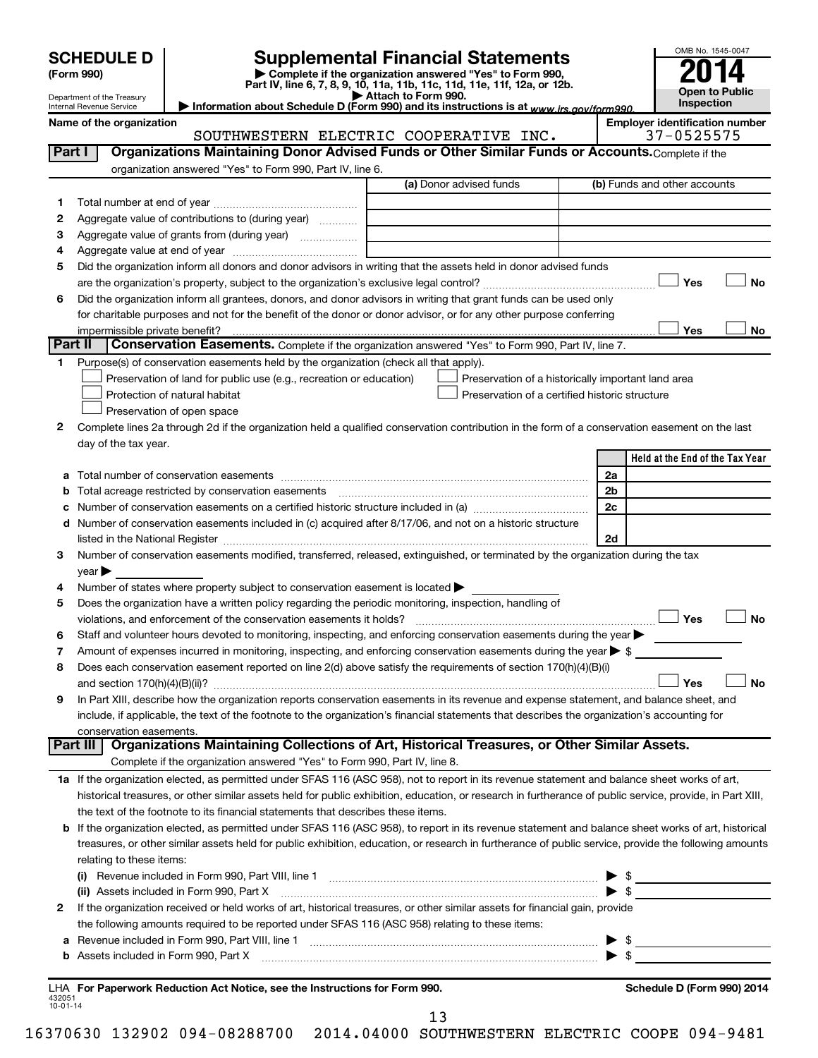**SCHEDULE D (Form 990)**

Department of the Treasury
Internal Revenue Service

# Supplemental Financial Statements

▶ Complete if the organization answered "Yes" to Form 990, Part IV, line 6, 7, 8, 9, 10, 11a, 11b, 11c, 11d, 11e, 11f, 12a, or 12b.
▶ Attach to Form 990.
▶ Information about Schedule D (Form 990) and its instructions is at www.irs.gov/form990.

OMB No. 1545-0047
**2014**
**Open to Public Inspection**

**Name of the organization:** SOUTHWESTERN ELECTRIC COOPERATIVE INC.
**Employer identification number:** 37-0525575

## Part I Organizations Maintaining Donor Advised Funds or Other Similar Funds or Accounts.

Complete if the organization answered "Yes" to Form 990, Part IV, line 6.

| | | (a) Donor advised funds | (b) Funds and other accounts |
|---|---|---|---|
| 1 | Total number at end of year | | |
| 2 | Aggregate value of contributions to (during year) | | |
| 3 | Aggregate value of grants from (during year) | | |
| 4 | Aggregate value at end of year | | |

5 Did the organization inform all donors and donor advisors in writing that the assets held in donor advised funds are the organization's property, subject to the organization's exclusive legal control? ☐ Yes ☐ No

6 Did the organization inform all grantees, donors, and donor advisors in writing that grant funds can be used only for charitable purposes and not for the benefit of the donor or donor advisor, or for any other purpose conferring impermissible private benefit? ☐ Yes ☐ No

## Part II Conservation Easements.

Complete if the organization answered "Yes" to Form 990, Part IV, line 7.

1 Purpose(s) of conservation easements held by the organization (check all that apply).

- ☐ Preservation of land for public use (e.g., recreation or education)
- ☐ Preservation of a historically important land area
- ☐ Protection of natural habitat
- ☐ Preservation of a certified historic structure
- ☐ Preservation of open space

2 Complete lines 2a through 2d if the organization held a qualified conservation contribution in the form of a conservation easement on the last day of the tax year.

| | | | Held at the End of the Tax Year |
|---|---|---|---|
| a | Total number of conservation easements | 2a | |
| b | Total acreage restricted by conservation easements | 2b | |
| c | Number of conservation easements on a certified historic structure included in (a) | 2c | |
| d | Number of conservation easements included in (c) acquired after 8/17/06, and not on a historic structure listed in the National Register | 2d | |

3 Number of conservation easements modified, transferred, released, extinguished, or terminated by the organization during the tax year ▶

4 Number of states where property subject to conservation easement is located ▶

5 Does the organization have a written policy regarding the periodic monitoring, inspection, handling of violations, and enforcement of the conservation easements it holds? ☐ Yes ☐ No

6 Staff and volunteer hours devoted to monitoring, inspecting, and enforcing conservation easements during the year ▶

7 Amount of expenses incurred in monitoring, inspecting, and enforcing conservation easements during the year ▶ $

8 Does each conservation easement reported on line 2(d) above satisfy the requirements of section 170(h)(4)(B)(i) and section 170(h)(4)(B)(ii)? ☐ Yes ☐ No

9 In Part XIII, describe how the organization reports conservation easements in its revenue and expense statement, and balance sheet, and include, if applicable, the text of the footnote to the organization's financial statements that describes the organization's accounting for conservation easements.

## Part III Organizations Maintaining Collections of Art, Historical Treasures, or Other Similar Assets.

Complete if the organization answered "Yes" to Form 990, Part IV, line 8.

1a If the organization elected, as permitted under SFAS 116 (ASC 958), not to report in its revenue statement and balance sheet works of art, historical treasures, or other similar assets held for public exhibition, education, or research in furtherance of public service, provide, in Part XIII, the text of the footnote to its financial statements that describes these items.

b If the organization elected, as permitted under SFAS 116 (ASC 958), to report in its revenue statement and balance sheet works of art, historical treasures, or other similar assets held for public exhibition, education, or research in furtherance of public service, provide the following amounts relating to these items:

(i) Revenue included in Form 990, Part VIII, line 1 ▶ $

(ii) Assets included in Form 990, Part X ▶ $

2 If the organization received or held works of art, historical treasures, or other similar assets for financial gain, provide the following amounts required to be reported under SFAS 116 (ASC 958) relating to these items:

a Revenue included in Form 990, Part VIII, line 1 ▶ $

b Assets included in Form 990, Part X ▶ $

LHA **For Paperwork Reduction Act Notice, see the Instructions for Form 990.** **Schedule D (Form 990) 2014**

432051
10-01-14

16370630 132902 094-08288700 2014.04000 SOUTHWESTERN ELECTRIC COOPE 094-9481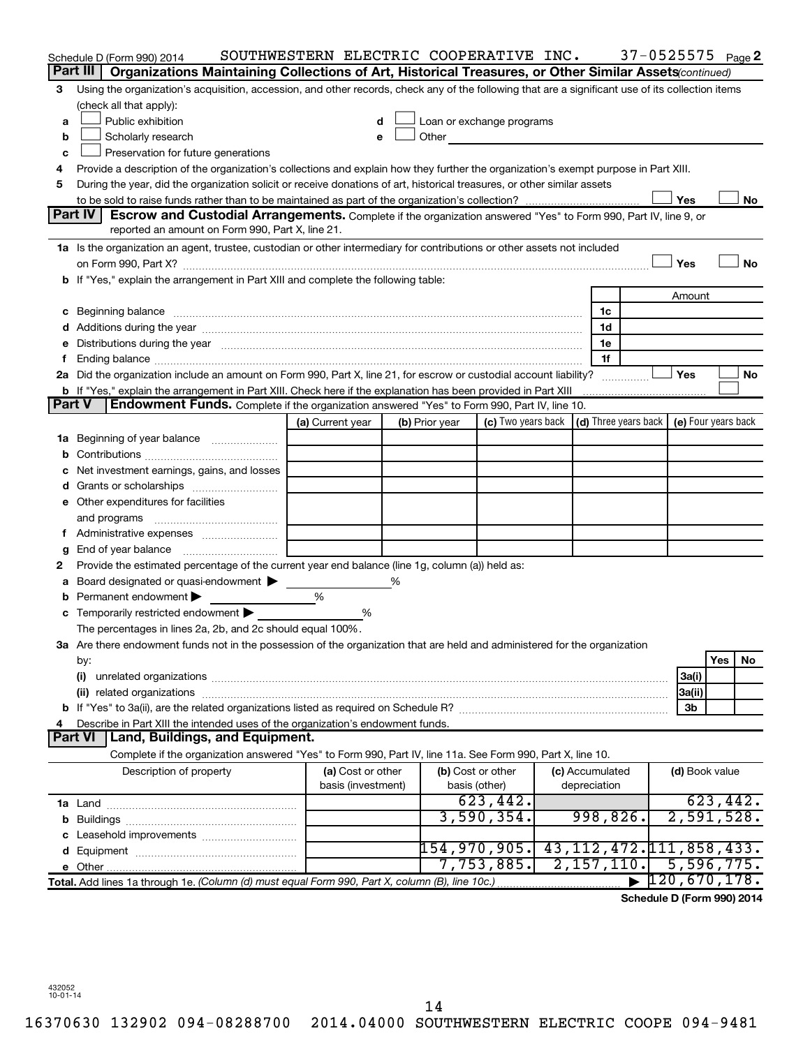Schedule D (Form 990) 2014 SOUTHWESTERN ELECTRIC COOPERATIVE INC. 37-0525575 Page 2

**Part III | Organizations Maintaining Collections of Art, Historical Treasures, or Other Similar Assets** *(continued)*

3 Using the organization's acquisition, accession, and other records, check any of the following that are a significant use of its collection items (check all that apply):

- a ☐ Public exhibition
- b ☐ Scholarly research
- c ☐ Preservation for future generations
- d ☐ Loan or exchange programs
- e ☐ Other

4 Provide a description of the organization's collections and explain how they further the organization's exempt purpose in Part XIII.

5 During the year, did the organization solicit or receive donations of art, historical treasures, or other similar assets to be sold to raise funds rather than to be maintained as part of the organization's collection? ☐ Yes ☐ No

**Part IV | Escrow and Custodial Arrangements.** Complete if the organization answered "Yes" to Form 990, Part IV, line 9, or reported an amount on Form 990, Part X, line 21.

1a Is the organization an agent, trustee, custodian or other intermediary for contributions or other assets not included on Form 990, Part X? ☐ Yes ☐ No

b If "Yes," explain the arrangement in Part XIII and complete the following table:

| | | Amount |
|---|---|---|
| c Beginning balance | 1c | |
| d Additions during the year | 1d | |
| e Distributions during the year | 1e | |
| f Ending balance | 1f | |

2a Did the organization include an amount on Form 990, Part X, line 21, for escrow or custodial account liability? ☐ Yes ☐ No

b If "Yes," explain the arrangement in Part XIII. Check here if the explanation has been provided in Part XIII ☐

**Part V | Endowment Funds.** Complete if the organization answered "Yes" to Form 990, Part IV, line 10.

| | (a) Current year | (b) Prior year | (c) Two years back | (d) Three years back | (e) Four years back |
|---|---|---|---|---|---|
| 1a Beginning of year balance | | | | | |
| b Contributions | | | | | |
| c Net investment earnings, gains, and losses | | | | | |
| d Grants or scholarships | | | | | |
| e Other expenditures for facilities and programs | | | | | |
| f Administrative expenses | | | | | |
| g End of year balance | | | | | |

2 Provide the estimated percentage of the current year end balance (line 1g, column (a)) held as:

- a Board designated or quasi-endowment ▶ ______ %
- b Permanent endowment ▶ ______ %
- c Temporarily restricted endowment ▶ ______ %

The percentages in lines 2a, 2b, and 2c should equal 100%.

3a Are there endowment funds not in the possession of the organization that are held and administered for the organization by:

| | | Yes | No |
|---|---|---|---|
| (i) unrelated organizations | 3a(i) | | |
| (ii) related organizations | 3a(ii) | | |
| b If "Yes" to 3a(ii), are the related organizations listed as required on Schedule R? | 3b | | |

4 Describe in Part XIII the intended uses of the organization's endowment funds.

**Part VI | Land, Buildings, and Equipment.**

Complete if the organization answered "Yes" to Form 990, Part IV, line 11a. See Form 990, Part X, line 10.

| Description of property | (a) Cost or other basis (investment) | (b) Cost or other basis (other) | (c) Accumulated depreciation | (d) Book value |
|---|---|---|---|---|
| 1a Land | | 623,442. | | 623,442. |
| b Buildings | | 3,590,354. | 998,826. | 2,591,528. |
| c Leasehold improvements | | | | |
| d Equipment | | 154,970,905. | 43,112,472. | 111,858,433. |
| e Other | | 7,753,885. | 2,157,110. | 5,596,775. |
| **Total.** Add lines 1a through 1e. *(Column (d) must equal Form 990, Part X, column (B), line 10c.)* | | | ▶ | 120,670,178. |

**Schedule D (Form 990) 2014**

432052 10-01-14

16370630 132902 094-08288700 2014.04000 SOUTHWESTERN ELECTRIC COOPE 094-9481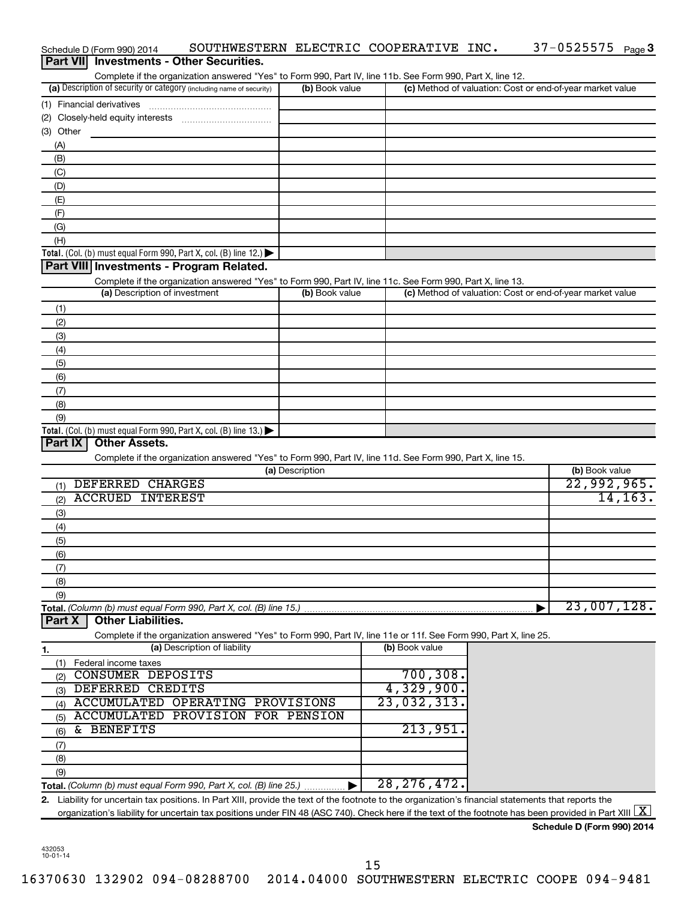Schedule D (Form 990) 2014 SOUTHWESTERN ELECTRIC COOPERATIVE INC. 37-0525575 Page 3

## Part VII Investments - Other Securities.

Complete if the organization answered "Yes" to Form 990, Part IV, line 11b. See Form 990, Part X, line 12.

| (a) Description of security or category (including name of security) | (b) Book value | (c) Method of valuation: Cost or end-of-year market value |
|---|---|---|
| (1) Financial derivatives | | |
| (2) Closely-held equity interests | | |
| (3) Other | | |
| (A) | | |
| (B) | | |
| (C) | | |
| (D) | | |
| (E) | | |
| (F) | | |
| (G) | | |
| (H) | | |
| **Total.** (Col. (b) must equal Form 990, Part X, col. (B) line 12.) | | |

## Part VIII Investments - Program Related.

Complete if the organization answered "Yes" to Form 990, Part IV, line 11c. See Form 990, Part X, line 13.

| (a) Description of investment | (b) Book value | (c) Method of valuation: Cost or end-of-year market value |
|---|---|---|
| (1) | | |
| (2) | | |
| (3) | | |
| (4) | | |
| (5) | | |
| (6) | | |
| (7) | | |
| (8) | | |
| (9) | | |
| **Total.** (Col. (b) must equal Form 990, Part X, col. (B) line 13.) | | |

## Part IX Other Assets.

Complete if the organization answered "Yes" to Form 990, Part IV, line 11d. See Form 990, Part X, line 15.

| (a) Description | (b) Book value |
|---|---|
| (1) DEFERRED CHARGES | 22,992,965. |
| (2) ACCRUED INTEREST | 14,163. |
| (3) | |
| (4) | |
| (5) | |
| (6) | |
| (7) | |
| (8) | |
| (9) | |
| **Total.** (Column (b) must equal Form 990, Part X, col. (B) line 15.) | 23,007,128. |

## Part X Other Liabilities.

Complete if the organization answered "Yes" to Form 990, Part IV, line 11e or 11f. See Form 990, Part X, line 25.

| 1. (a) Description of liability | (b) Book value |
|---|---|
| (1) Federal income taxes | |
| (2) CONSUMER DEPOSITS | 700,308. |
| (3) DEFERRED CREDITS | 4,329,900. |
| (4) ACCUMULATED OPERATING PROVISIONS | 23,032,313. |
| (5) ACCUMULATED PROVISION FOR PENSION | |
| (6) & BENEFITS | 213,951. |
| (7) | |
| (8) | |
| (9) | |
| **Total.** (Column (b) must equal Form 990, Part X, col. (B) line 25.) | 28,276,472. |

2. Liability for uncertain tax positions. In Part XIII, provide the text of the footnote to the organization's financial statements that reports the organization's liability for uncertain tax positions under FIN 48 (ASC 740). Check here if the text of the footnote has been provided in Part XIII [X]

**Schedule D (Form 990) 2014**

432053 10-01-14

16370630 132902 094-08288700 2014.04000 SOUTHWESTERN ELECTRIC COOPE 094-9481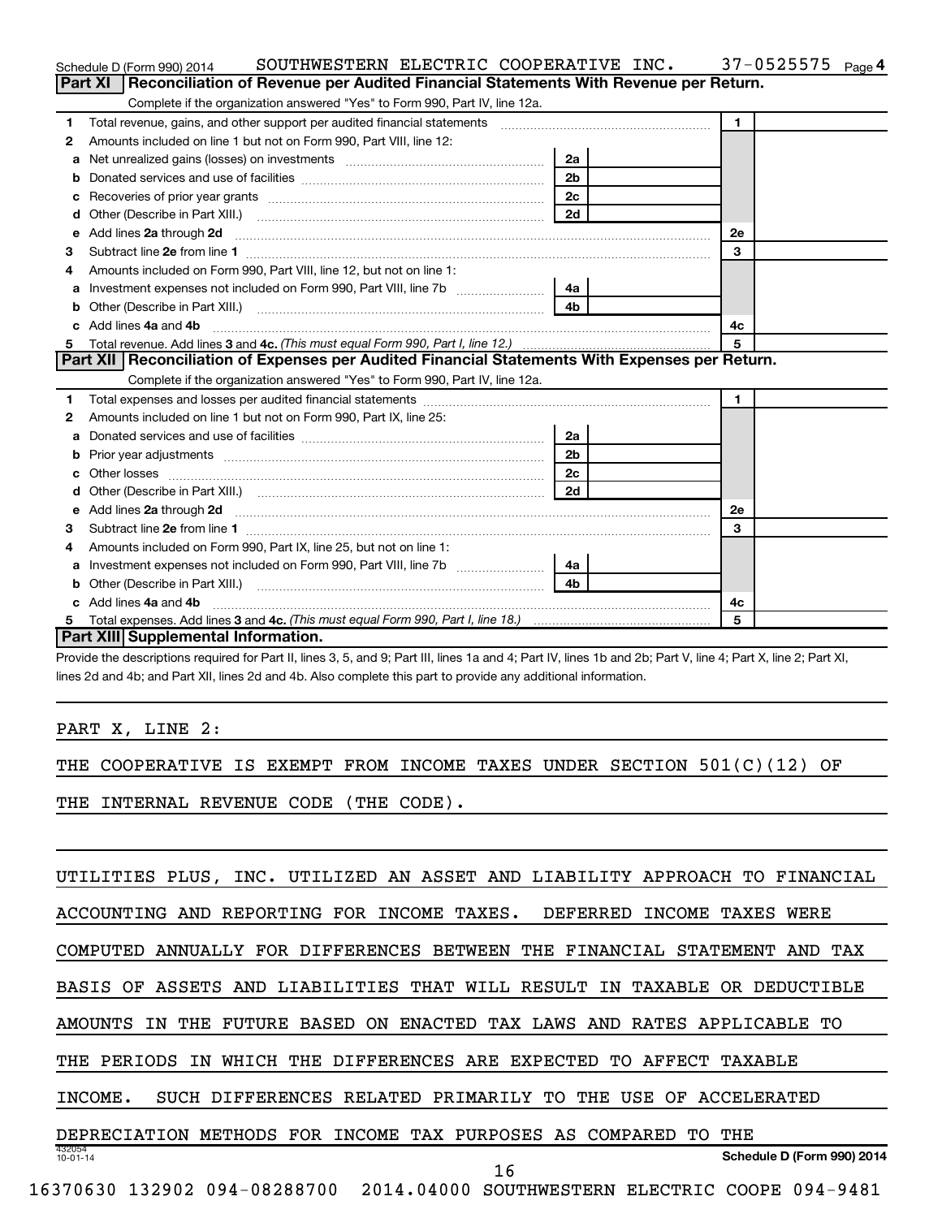Schedule D (Form 990) 2014 SOUTHWESTERN ELECTRIC COOPERATIVE INC. 37-0525575 Page 4

## Part XI Reconciliation of Revenue per Audited Financial Statements With Revenue per Return.

Complete if the organization answered "Yes" to Form 990, Part IV, line 12a.

| | | | | | |
|---|---|---|---|---|---|
| 1 | Total revenue, gains, and other support per audited financial statements | | | 1 | |
| 2 | Amounts included on line 1 but not on Form 990, Part VIII, line 12: | | | | |
| a | Net unrealized gains (losses) on investments | 2a | | | |
| b | Donated services and use of facilities | 2b | | | |
| c | Recoveries of prior year grants | 2c | | | |
| d | Other (Describe in Part XIII.) | 2d | | | |
| e | Add lines 2a through 2d | | | 2e | |
| 3 | Subtract line 2e from line 1 | | | 3 | |
| 4 | Amounts included on Form 990, Part VIII, line 12, but not on line 1: | | | | |
| a | Investment expenses not included on Form 990, Part VIII, line 7b | 4a | | | |
| b | Other (Describe in Part XIII.) | 4b | | | |
| c | Add lines 4a and 4b | | | 4c | |
| 5 | Total revenue. Add lines 3 and 4c. *(This must equal Form 990, Part I, line 12.)* | | | 5 | |

## Part XII Reconciliation of Expenses per Audited Financial Statements With Expenses per Return.

Complete if the organization answered "Yes" to Form 990, Part IV, line 12a.

| | | | | | |
|---|---|---|---|---|---|
| 1 | Total expenses and losses per audited financial statements | | | 1 | |
| 2 | Amounts included on line 1 but not on Form 990, Part IX, line 25: | | | | |
| a | Donated services and use of facilities | 2a | | | |
| b | Prior year adjustments | 2b | | | |
| c | Other losses | 2c | | | |
| d | Other (Describe in Part XIII.) | 2d | | | |
| e | Add lines 2a through 2d | | | 2e | |
| 3 | Subtract line 2e from line 1 | | | 3 | |
| 4 | Amounts included on Form 990, Part IX, line 25, but not on line 1: | | | | |
| a | Investment expenses not included on Form 990, Part VIII, line 7b | 4a | | | |
| b | Other (Describe in Part XIII.) | 4b | | | |
| c | Add lines 4a and 4b | | | 4c | |
| 5 | Total expenses. Add lines 3 and 4c. *(This must equal Form 990, Part I, line 18.)* | | | 5 | |

## Part XIII Supplemental Information.

Provide the descriptions required for Part II, lines 3, 5, and 9; Part III, lines 1a and 4; Part IV, lines 1b and 2b; Part V, line 4; Part X, line 2; Part XI, lines 2d and 4b; and Part XII, lines 2d and 4b. Also complete this part to provide any additional information.

PART X, LINE 2:

THE COOPERATIVE IS EXEMPT FROM INCOME TAXES UNDER SECTION 501(C)(12) OF THE INTERNAL REVENUE CODE (THE CODE).

UTILITIES PLUS, INC. UTILIZED AN ASSET AND LIABILITY APPROACH TO FINANCIAL ACCOUNTING AND REPORTING FOR INCOME TAXES. DEFERRED INCOME TAXES WERE COMPUTED ANNUALLY FOR DIFFERENCES BETWEEN THE FINANCIAL STATEMENT AND TAX BASIS OF ASSETS AND LIABILITIES THAT WILL RESULT IN TAXABLE OR DEDUCTIBLE AMOUNTS IN THE FUTURE BASED ON ENACTED TAX LAWS AND RATES APPLICABLE TO THE PERIODS IN WHICH THE DIFFERENCES ARE EXPECTED TO AFFECT TAXABLE INCOME. SUCH DIFFERENCES RELATED PRIMARILY TO THE USE OF ACCELERATED DEPRECIATION METHODS FOR INCOME TAX PURPOSES AS COMPARED TO THE

432054 10-01-14 Schedule D (Form 990) 2014

16370630 132902 094-08288700 2014.04000 SOUTHWESTERN ELECTRIC COOPE 094-9481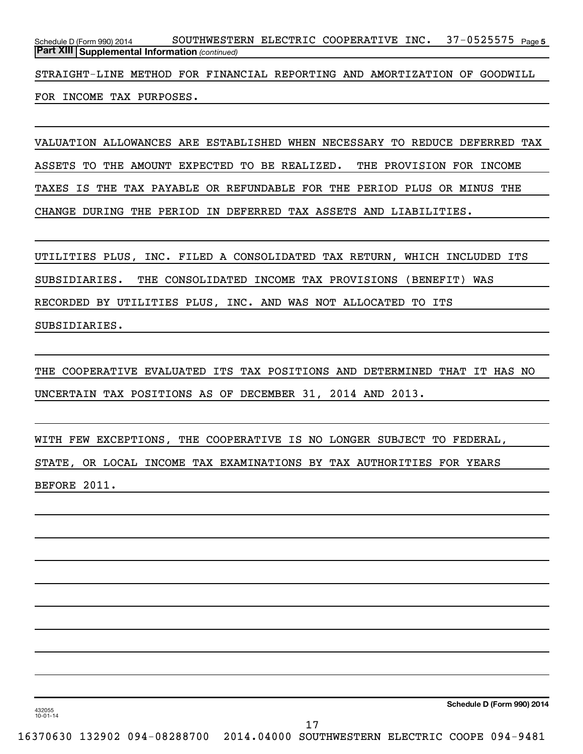**Part XIII Supplemental Information** *(continued)*

STRAIGHT-LINE METHOD FOR FINANCIAL REPORTING AND AMORTIZATION OF GOODWILL FOR INCOME TAX PURPOSES.

VALUATION ALLOWANCES ARE ESTABLISHED WHEN NECESSARY TO REDUCE DEFERRED TAX ASSETS TO THE AMOUNT EXPECTED TO BE REALIZED. THE PROVISION FOR INCOME TAXES IS THE TAX PAYABLE OR REFUNDABLE FOR THE PERIOD PLUS OR MINUS THE CHANGE DURING THE PERIOD IN DEFERRED TAX ASSETS AND LIABILITIES.

UTILITIES PLUS, INC. FILED A CONSOLIDATED TAX RETURN, WHICH INCLUDED ITS SUBSIDIARIES. THE CONSOLIDATED INCOME TAX PROVISIONS (BENEFIT) WAS RECORDED BY UTILITIES PLUS, INC. AND WAS NOT ALLOCATED TO ITS SUBSIDIARIES.

THE COOPERATIVE EVALUATED ITS TAX POSITIONS AND DETERMINED THAT IT HAS NO UNCERTAIN TAX POSITIONS AS OF DECEMBER 31, 2014 AND 2013.

WITH FEW EXCEPTIONS, THE COOPERATIVE IS NO LONGER SUBJECT TO FEDERAL, STATE, OR LOCAL INCOME TAX EXAMINATIONS BY TAX AUTHORITIES FOR YEARS BEFORE 2011.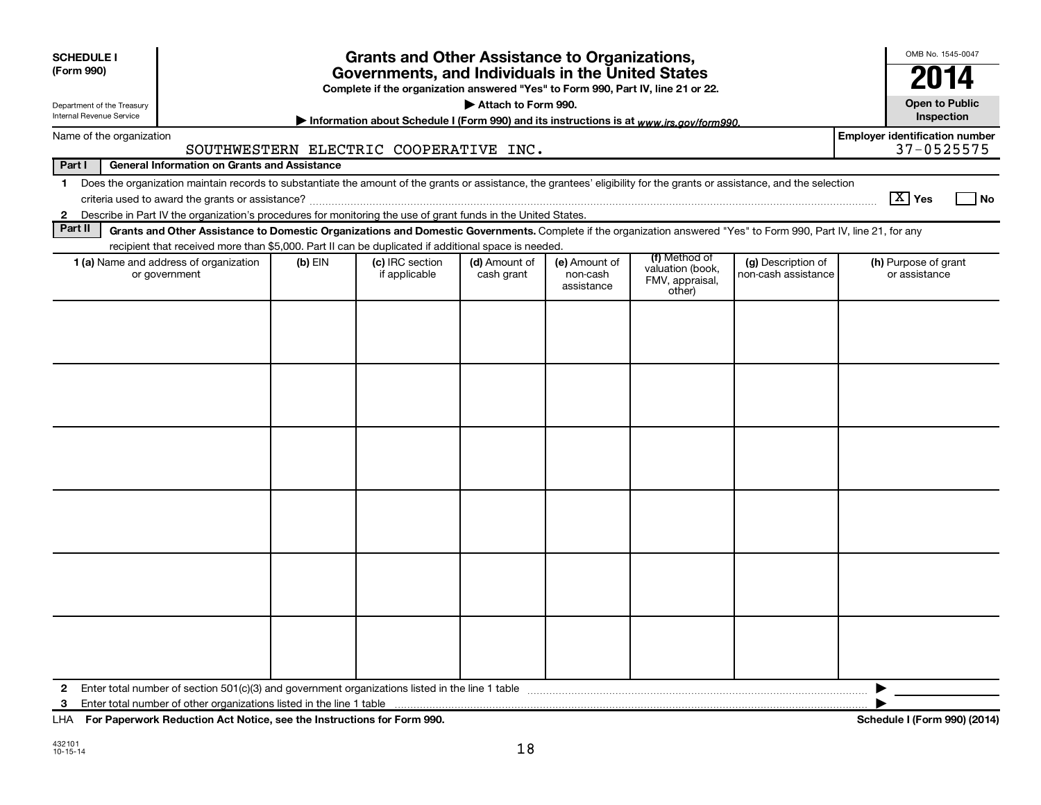**SCHEDULE I (Form 990)**

Department of the Treasury
Internal Revenue Service

# Grants and Other Assistance to Organizations, Governments, and Individuals in the United States

**Complete if the organization answered "Yes" to Form 990, Part IV, line 21 or 22.**

**▶ Attach to Form 990.**

**▶ Information about Schedule I (Form 990) and its instructions is at *www.irs.gov/form990.***

OMB No. 1545-0047

**2014**

**Open to Public Inspection**

Name of the organization: SOUTHWESTERN ELECTRIC COOPERATIVE INC.

Employer identification number: 37-0525575

**Part I — General Information on Grants and Assistance**

1 Does the organization maintain records to substantiate the amount of the grants or assistance, the grantees' eligibility for the grants or assistance, and the selection criteria used to award the grants or assistance? [X] Yes [ ] No

2 Describe in Part IV the organization's procedures for monitoring the use of grant funds in the United States.

**Part II — Grants and Other Assistance to Domestic Organizations and Domestic Governments.** Complete if the organization answered "Yes" to Form 990, Part IV, line 21, for any recipient that received more than $5,000. Part II can be duplicated if additional space is needed.

| 1 (a) Name and address of organization or government | (b) EIN | (c) IRC section if applicable | (d) Amount of cash grant | (e) Amount of non-cash assistance | (f) Method of valuation (book, FMV, appraisal, other) | (g) Description of non-cash assistance | (h) Purpose of grant or assistance |
|---|---|---|---|---|---|---|---|
| | | | | | | | |
| | | | | | | | |
| | | | | | | | |
| | | | | | | | |
| | | | | | | | |
| | | | | | | | |

2 Enter total number of section 501(c)(3) and government organizations listed in the line 1 table ▶

3 Enter total number of other organizations listed in the line 1 table ▶

LHA **For Paperwork Reduction Act Notice, see the Instructions for Form 990.** **Schedule I (Form 990) (2014)**

432101
10-15-14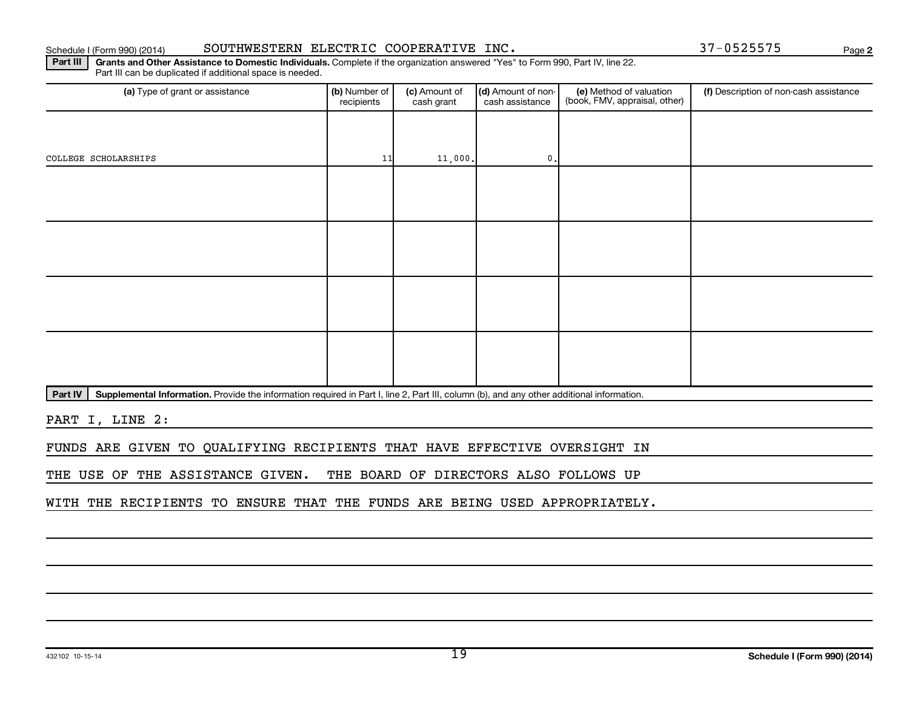Schedule I (Form 990) (2014) SOUTHWESTERN ELECTRIC COOPERATIVE INC. 37-0525575 Page 2

**Part III** **Grants and Other Assistance to Domestic Individuals.** Complete if the organization answered "Yes" to Form 990, Part IV, line 22. Part III can be duplicated if additional space is needed.

| (a) Type of grant or assistance | (b) Number of recipients | (c) Amount of cash grant | (d) Amount of non-cash assistance | (e) Method of valuation (book, FMV, appraisal, other) | (f) Description of non-cash assistance |
|---|---|---|---|---|---|
| COLLEGE SCHOLARSHIPS | 11 | 11,000. | 0. | | |
| | | | | | |
| | | | | | |
| | | | | | |
| | | | | | |

**Part IV** **Supplemental Information.** Provide the information required in Part I, line 2, Part III, column (b), and any other additional information.

PART I, LINE 2:

FUNDS ARE GIVEN TO QUALIFYING RECIPIENTS THAT HAVE EFFECTIVE OVERSIGHT IN THE USE OF THE ASSISTANCE GIVEN. THE BOARD OF DIRECTORS ALSO FOLLOWS UP WITH THE RECIPIENTS TO ENSURE THAT THE FUNDS ARE BEING USED APPROPRIATELY.

432102 10-15-14 **Schedule I (Form 990) (2014)**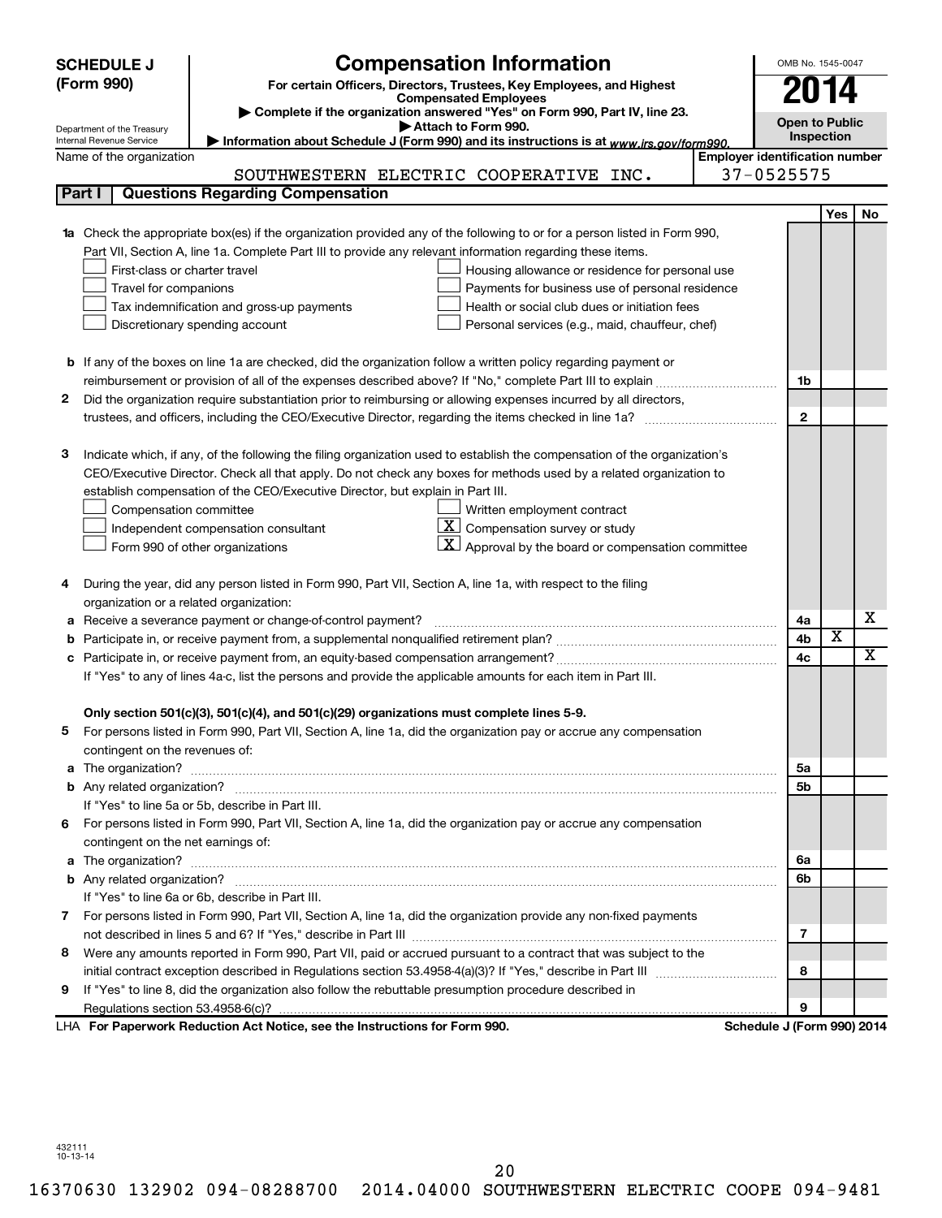**SCHEDULE J (Form 990)**

# Compensation Information

**For certain Officers, Directors, Trustees, Key Employees, and Highest Compensated Employees**

▶ Complete if the organization answered "Yes" on Form 990, Part IV, line 23.
▶ Attach to Form 990.
▶ Information about Schedule J (Form 990) and its instructions is at www.irs.gov/form990.

OMB No. 1545-0047

**2014**

**Open to Public Inspection**

Department of the Treasury
Internal Revenue Service

Name of the organization: SOUTHWESTERN ELECTRIC COOPERATIVE INC.

Employer identification number: 37-0525575

## Part I Questions Regarding Compensation

| | | | Yes | No |
|---|---|---|---|---|
| **1a** | Check the appropriate box(es) if the organization provided any of the following to or for a person listed in Form 990, Part VII, Section A, line 1a. Complete Part III to provide any relevant information regarding these items.<br>☐ First-class or charter travel ☐ Housing allowance or residence for personal use<br>☐ Travel for companions ☐ Payments for business use of personal residence<br>☐ Tax indemnification and gross-up payments ☐ Health or social club dues or initiation fees<br>☐ Discretionary spending account ☐ Personal services (e.g., maid, chauffeur, chef) | | | |
| **b** | If any of the boxes on line 1a are checked, did the organization follow a written policy regarding payment or reimbursement or provision of all of the expenses described above? If "No," complete Part III to explain | 1b | | |
| **2** | Did the organization require substantiation prior to reimbursing or allowing expenses incurred by all directors, trustees, and officers, including the CEO/Executive Director, regarding the items checked in line 1a? | 2 | | |
| **3** | Indicate which, if any, of the following the filing organization used to establish the compensation of the organization's CEO/Executive Director. Check all that apply. Do not check any boxes for methods used by a related organization to establish compensation of the CEO/Executive Director, but explain in Part III.<br>☐ Compensation committee ☐ Written employment contract<br>☐ Independent compensation consultant ☒ Compensation survey or study<br>☐ Form 990 of other organizations ☒ Approval by the board or compensation committee | | | |
| **4** | During the year, did any person listed in Form 990, Part VII, Section A, line 1a, with respect to the filing organization or a related organization: | | | |
| **a** | Receive a severance payment or change-of-control payment? | 4a | | X |
| **b** | Participate in, or receive payment from, a supplemental nonqualified retirement plan? | 4b | X | |
| **c** | Participate in, or receive payment from, an equity-based compensation arrangement? | 4c | | X |
| | If "Yes" to any of lines 4a-c, list the persons and provide the applicable amounts for each item in Part III. | | | |
| | **Only section 501(c)(3), 501(c)(4), and 501(c)(29) organizations must complete lines 5-9.** | | | |
| **5** | For persons listed in Form 990, Part VII, Section A, line 1a, did the organization pay or accrue any compensation contingent on the revenues of: | | | |
| **a** | The organization? | 5a | | |
| **b** | Any related organization? | 5b | | |
| | If "Yes" to line 5a or 5b, describe in Part III. | | | |
| **6** | For persons listed in Form 990, Part VII, Section A, line 1a, did the organization pay or accrue any compensation contingent on the net earnings of: | | | |
| **a** | The organization? | 6a | | |
| **b** | Any related organization? | 6b | | |
| | If "Yes" to line 6a or 6b, describe in Part III. | | | |
| **7** | For persons listed in Form 990, Part VII, Section A, line 1a, did the organization provide any non-fixed payments not described in lines 5 and 6? If "Yes," describe in Part III | 7 | | |
| **8** | Were any amounts reported in Form 990, Part VII, paid or accrued pursuant to a contract that was subject to the initial contract exception described in Regulations section 53.4958-4(a)(3)? If "Yes," describe in Part III | 8 | | |
| **9** | If "Yes" to line 8, did the organization also follow the rebuttable presumption procedure described in Regulations section 53.4958-6(c)? | 9 | | |

LHA **For Paperwork Reduction Act Notice, see the Instructions for Form 990.** **Schedule J (Form 990) 2014**

432111 10-13-14

16370630 132902 094-08288700 2014.04000 SOUTHWESTERN ELECTRIC COOPE 094-9481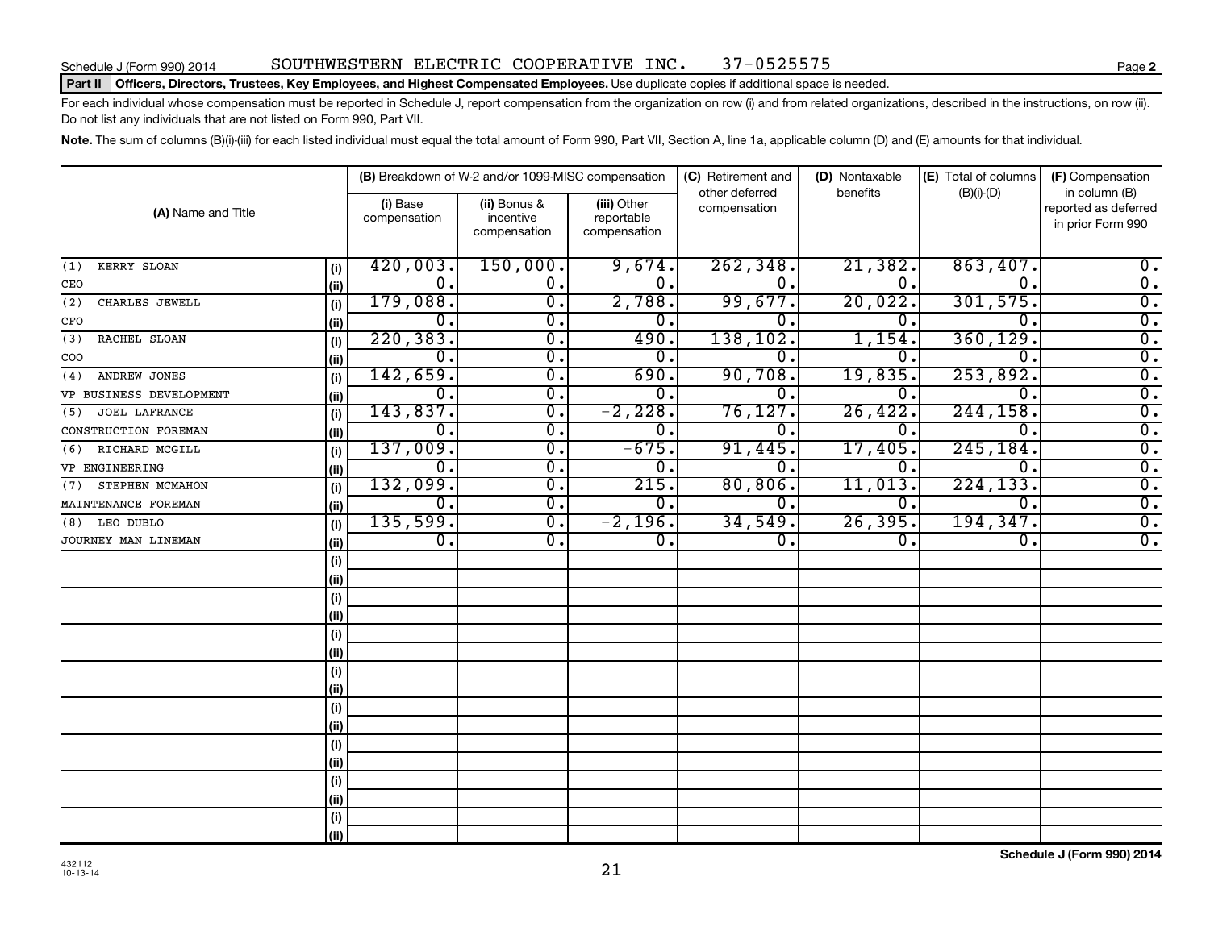Schedule J (Form 990) 2014 SOUTHWESTERN ELECTRIC COOPERATIVE INC. 37-0525575 Page **2**

**Part II** **Officers, Directors, Trustees, Key Employees, and Highest Compensated Employees.** Use duplicate copies if additional space is needed.

For each individual whose compensation must be reported in Schedule J, report compensation from the organization on row (i) and from related organizations, described in the instructions, on row (ii). Do not list any individuals that are not listed on Form 990, Part VII.

**Note.** The sum of columns (B)(i)-(iii) for each listed individual must equal the total amount of Form 990, Part VII, Section A, line 1a, applicable column (D) and (E) amounts for that individual.

| (A) Name and Title | | (B) Breakdown of W-2 and/or 1099-MISC compensation | | | (C) Retirement and other deferred compensation | (D) Nontaxable benefits | (E) Total of columns (B)(i)-(D) | (F) Compensation in column (B) reported as deferred in prior Form 990 |
|---|---|---|---|---|---|---|---|---|
| | | (i) Base compensation | (ii) Bonus & incentive compensation | (iii) Other reportable compensation | | | | |
| (1) KERRY SLOAN | (i) | 420,003. | 150,000. | 9,674. | 262,348. | 21,382. | 863,407. | 0. |
| CEO | (ii) | 0. | 0. | 0. | 0. | 0. | 0. | 0. |
| (2) CHARLES JEWELL | (i) | 179,088. | 0. | 2,788. | 99,677. | 20,022. | 301,575. | 0. |
| CFO | (ii) | 0. | 0. | 0. | 0. | 0. | 0. | 0. |
| (3) RACHEL SLOAN | (i) | 220,383. | 0. | 490. | 138,102. | 1,154. | 360,129. | 0. |
| COO | (ii) | 0. | 0. | 0. | 0. | 0. | 0. | 0. |
| (4) ANDREW JONES | (i) | 142,659. | 0. | 690. | 90,708. | 19,835. | 253,892. | 0. |
| VP BUSINESS DEVELOPMENT | (ii) | 0. | 0. | 0. | 0. | 0. | 0. | 0. |
| (5) JOEL LAFRANCE | (i) | 143,837. | 0. | -2,228. | 76,127. | 26,422. | 244,158. | 0. |
| CONSTRUCTION FOREMAN | (ii) | 0. | 0. | 0. | 0. | 0. | 0. | 0. |
| (6) RICHARD MCGILL | (i) | 137,009. | 0. | -675. | 91,445. | 17,405. | 245,184. | 0. |
| VP ENGINEERING | (ii) | 0. | 0. | 0. | 0. | 0. | 0. | 0. |
| (7) STEPHEN MCMAHON | (i) | 132,099. | 0. | 215. | 80,806. | 11,013. | 224,133. | 0. |
| MAINTENANCE FOREMAN | (ii) | 0. | 0. | 0. | 0. | 0. | 0. | 0. |
| (8) LEO DUBLO | (i) | 135,599. | 0. | -2,196. | 34,549. | 26,395. | 194,347. | 0. |
| JOURNEY MAN LINEMAN | (ii) | 0. | 0. | 0. | 0. | 0. | 0. | 0. |
| | (i) | | | | | | | |
| | (ii) | | | | | | | |
| | (i) | | | | | | | |
| | (ii) | | | | | | | |
| | (i) | | | | | | | |
| | (ii) | | | | | | | |
| | (i) | | | | | | | |
| | (ii) | | | | | | | |
| | (i) | | | | | | | |
| | (ii) | | | | | | | |
| | (i) | | | | | | | |
| | (ii) | | | | | | | |
| | (i) | | | | | | | |
| | (ii) | | | | | | | |
| | (i) | | | | | | | |
| | (ii) | | | | | | | |

432112
10-13-14

**Schedule J (Form 990) 2014**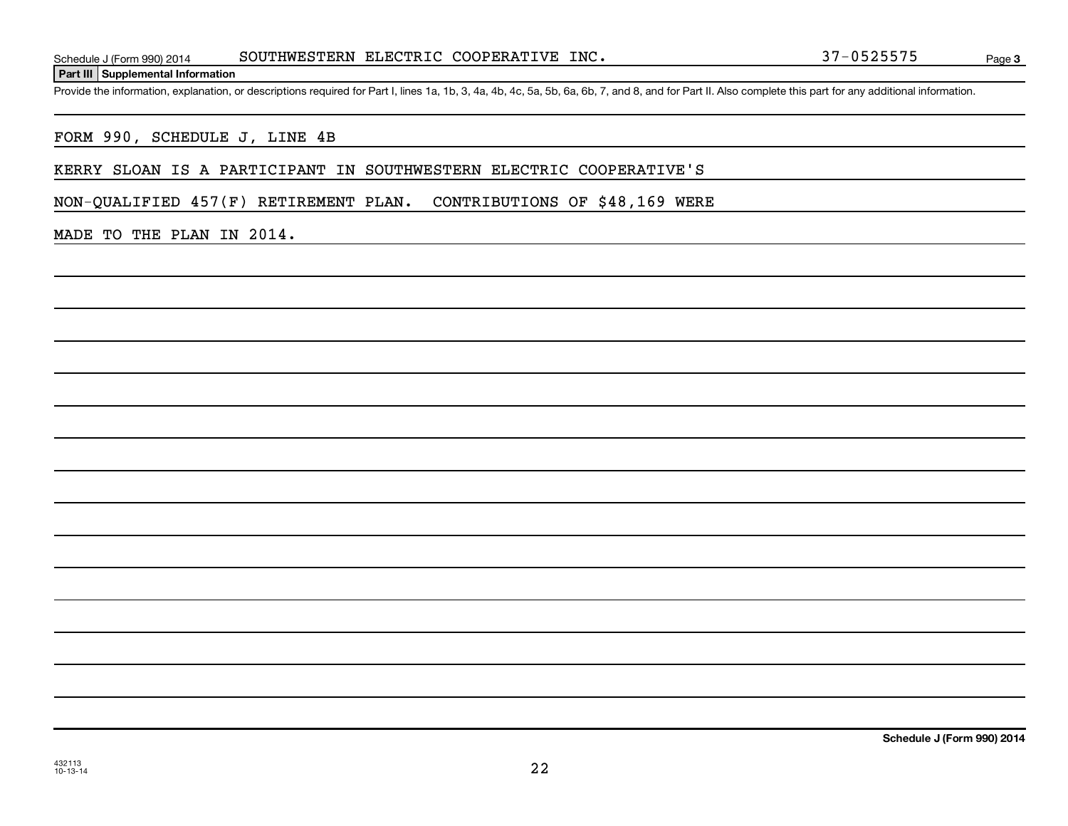Schedule J (Form 990) 2014 SOUTHWESTERN ELECTRIC COOPERATIVE INC. 37-0525575 Page 3

**Part III Supplemental Information**

Provide the information, explanation, or descriptions required for Part I, lines 1a, 1b, 3, 4a, 4b, 4c, 5a, 5b, 6a, 6b, 7, and 8, and for Part II. Also complete this part for any additional information.

FORM 990, SCHEDULE J, LINE 4B

KERRY SLOAN IS A PARTICIPANT IN SOUTHWESTERN ELECTRIC COOPERATIVE'S NON-QUALIFIED 457(F) RETIREMENT PLAN. CONTRIBUTIONS OF $48,169 WERE MADE TO THE PLAN IN 2014.

**Schedule J (Form 990) 2014**

432113
10-13-14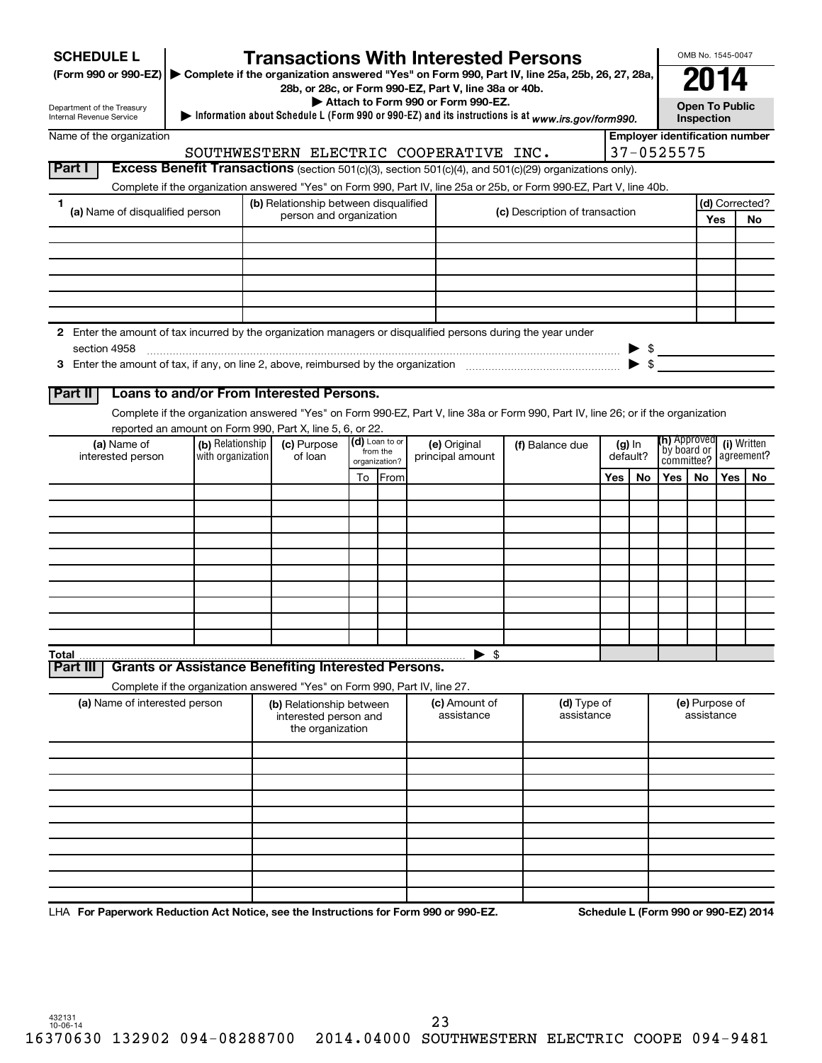**SCHEDULE L**
**(Form 990 or 990-EZ)**

Department of the Treasury
Internal Revenue Service

# Transactions With Interested Persons

▶ **Complete if the organization answered "Yes" on Form 990, Part IV, line 25a, 25b, 26, 27, 28a, 28b, or 28c, or Form 990-EZ, Part V, line 38a or 40b.**
▶ **Attach to Form 990 or Form 990-EZ.**
▶ **Information about Schedule L (Form 990 or 990-EZ) and its instructions is at** *www.irs.gov/form990.*

OMB No. 1545-0047

**2014**

**Open To Public Inspection**

Name of the organization: SOUTHWESTERN ELECTRIC COOPERATIVE INC.

**Employer identification number**: 37-0525575

## Part I Excess Benefit Transactions (section 501(c)(3), section 501(c)(4), and 501(c)(29) organizations only).

Complete if the organization answered "Yes" on Form 990, Part IV, line 25a or 25b, or Form 990-EZ, Part V, line 40b.

| 1 (a) Name of disqualified person | (b) Relationship between disqualified person and organization | (c) Description of transaction | (d) Corrected? Yes | No |
|---|---|---|---|---|
| | | | | |
| | | | | |
| | | | | |
| | | | | |
| | | | | |
| | | | | |

**2** Enter the amount of tax incurred by the organization managers or disqualified persons during the year under section 4958 ▶ $

**3** Enter the amount of tax, if any, on line 2, above, reimbursed by the organization ▶ $

## Part II Loans to and/or From Interested Persons.

Complete if the organization answered "Yes" on Form 990-EZ, Part V, line 38a or Form 990, Part IV, line 26; or if the organization reported an amount on Form 990, Part X, line 5, 6, or 22.

| (a) Name of interested person | (b) Relationship with organization | (c) Purpose of loan | (d) Loan to or from the organization? To | From | (e) Original principal amount | (f) Balance due | (g) In default? Yes | No | (h) Approved by board or committee? Yes | No | (i) Written agreement? Yes | No |
|---|---|---|---|---|---|---|---|---|---|---|---|---|
| | | | | | | | | | | | | |
| | | | | | | | | | | | | |
| | | | | | | | | | | | | |
| | | | | | | | | | | | | |
| | | | | | | | | | | | | |
| | | | | | | | | | | | | |
| | | | | | | | | | | | | |
| | | | | | | | | | | | | |
| | | | | | | | | | | | | |
| | | | | | | | | | | | | |
| **Total** | | | | | ▶ $ | | | | | | | |

## Part III Grants or Assistance Benefiting Interested Persons.

Complete if the organization answered "Yes" on Form 990, Part IV, line 27.

| (a) Name of interested person | (b) Relationship between interested person and the organization | (c) Amount of assistance | (d) Type of assistance | (e) Purpose of assistance |
|---|---|---|---|---|
| | | | | |
| | | | | |
| | | | | |
| | | | | |
| | | | | |
| | | | | |
| | | | | |
| | | | | |
| | | | | |
| | | | | |

LHA **For Paperwork Reduction Act Notice, see the Instructions for Form 990 or 990-EZ.** **Schedule L (Form 990 or 990-EZ) 2014**

432131
10-06-14

16370630 132902 094-08288700 2014.04000 SOUTHWESTERN ELECTRIC COOPE 094-9481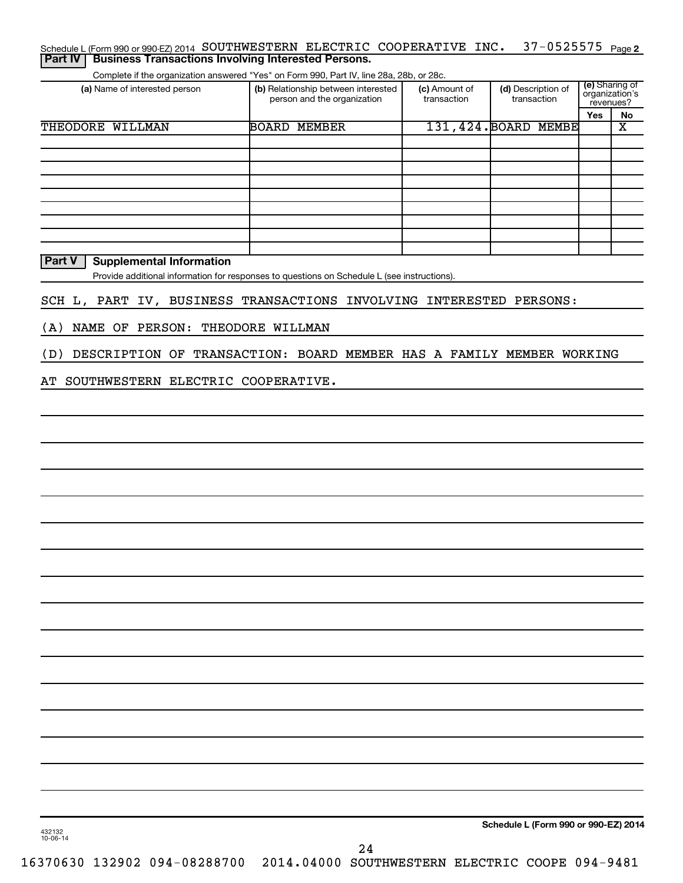Schedule L (Form 990 or 990-EZ) 2014 SOUTHWESTERN ELECTRIC COOPERATIVE INC. 37-0525575 Page 2

## Part IV Business Transactions Involving Interested Persons.

Complete if the organization answered "Yes" on Form 990, Part IV, line 28a, 28b, or 28c.

| (a) Name of interested person | (b) Relationship between interested person and the organization | (c) Amount of transaction | (d) Description of transaction | (e) Sharing of organization's revenues? Yes | No |
|---|---|---|---|---|---|
| THEODORE WILLMAN | BOARD MEMBER | 131,424. | BOARD MEMBE | | X |
| | | | | | |
| | | | | | |
| | | | | | |
| | | | | | |
| | | | | | |
| | | | | | |
| | | | | | |
| | | | | | |
| | | | | | |

## Part V Supplemental Information

Provide additional information for responses to questions on Schedule L (see instructions).

SCH L, PART IV, BUSINESS TRANSACTIONS INVOLVING INTERESTED PERSONS:

(A) NAME OF PERSON: THEODORE WILLMAN

(D) DESCRIPTION OF TRANSACTION: BOARD MEMBER HAS A FAMILY MEMBER WORKING AT SOUTHWESTERN ELECTRIC COOPERATIVE.

Schedule L (Form 990 or 990-EZ) 2014

432132 10-06-14

16370630 132902 094-08288700 2014.04000 SOUTHWESTERN ELECTRIC COOPE 094-9481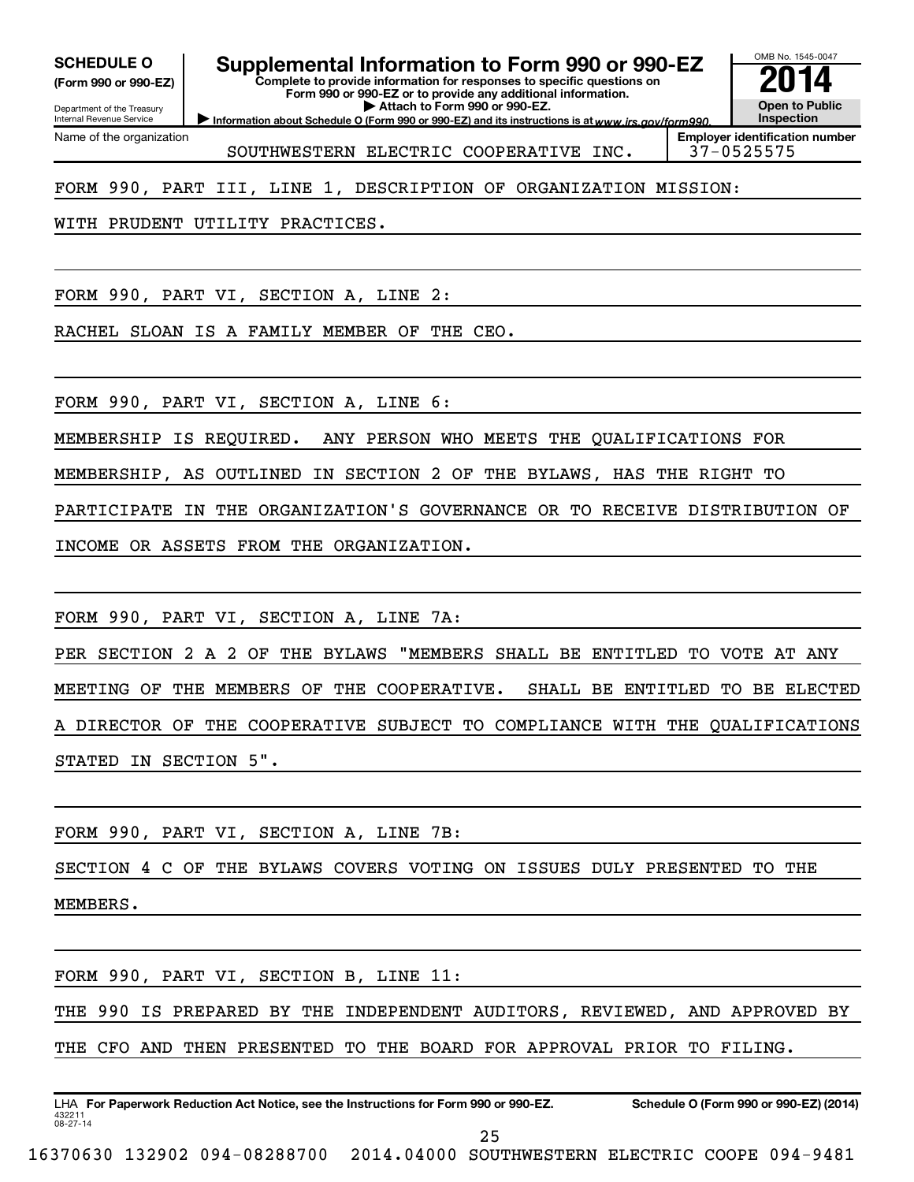**SCHEDULE O (Form 990 or 990-EZ)**

Department of the Treasury
Internal Revenue Service

# Supplemental Information to Form 990 or 990-EZ

**Complete to provide information for responses to specific questions on Form 990 or 990-EZ or to provide any additional information.**
**▶ Attach to Form 990 or 990-EZ.**
**▶ Information about Schedule O (Form 990 or 990-EZ) and its instructions is at www.irs.gov/form990.**

OMB No. 1545-0047
**2014**
**Open to Public Inspection**

Name of the organization: SOUTHWESTERN ELECTRIC COOPERATIVE INC.
**Employer identification number:** 37-0525575

FORM 990, PART III, LINE 1, DESCRIPTION OF ORGANIZATION MISSION:

WITH PRUDENT UTILITY PRACTICES.

FORM 990, PART VI, SECTION A, LINE 2:

RACHEL SLOAN IS A FAMILY MEMBER OF THE CEO.

FORM 990, PART VI, SECTION A, LINE 6:

MEMBERSHIP IS REQUIRED. ANY PERSON WHO MEETS THE QUALIFICATIONS FOR MEMBERSHIP, AS OUTLINED IN SECTION 2 OF THE BYLAWS, HAS THE RIGHT TO PARTICIPATE IN THE ORGANIZATION'S GOVERNANCE OR TO RECEIVE DISTRIBUTION OF INCOME OR ASSETS FROM THE ORGANIZATION.

FORM 990, PART VI, SECTION A, LINE 7A:

PER SECTION 2 A 2 OF THE BYLAWS "MEMBERS SHALL BE ENTITLED TO VOTE AT ANY MEETING OF THE MEMBERS OF THE COOPERATIVE. SHALL BE ENTITLED TO BE ELECTED A DIRECTOR OF THE COOPERATIVE SUBJECT TO COMPLIANCE WITH THE QUALIFICATIONS STATED IN SECTION 5".

FORM 990, PART VI, SECTION A, LINE 7B:

SECTION 4 C OF THE BYLAWS COVERS VOTING ON ISSUES DULY PRESENTED TO THE MEMBERS.

FORM 990, PART VI, SECTION B, LINE 11:

THE 990 IS PREPARED BY THE INDEPENDENT AUDITORS, REVIEWED, AND APPROVED BY THE CFO AND THEN PRESENTED TO THE BOARD FOR APPROVAL PRIOR TO FILING.

LHA **For Paperwork Reduction Act Notice, see the Instructions for Form 990 or 990-EZ.** **Schedule O (Form 990 or 990-EZ) (2014)**

432211
08-27-14

16370630 132902 094-08288700 2014.04000 SOUTHWESTERN ELECTRIC COOPE 094-9481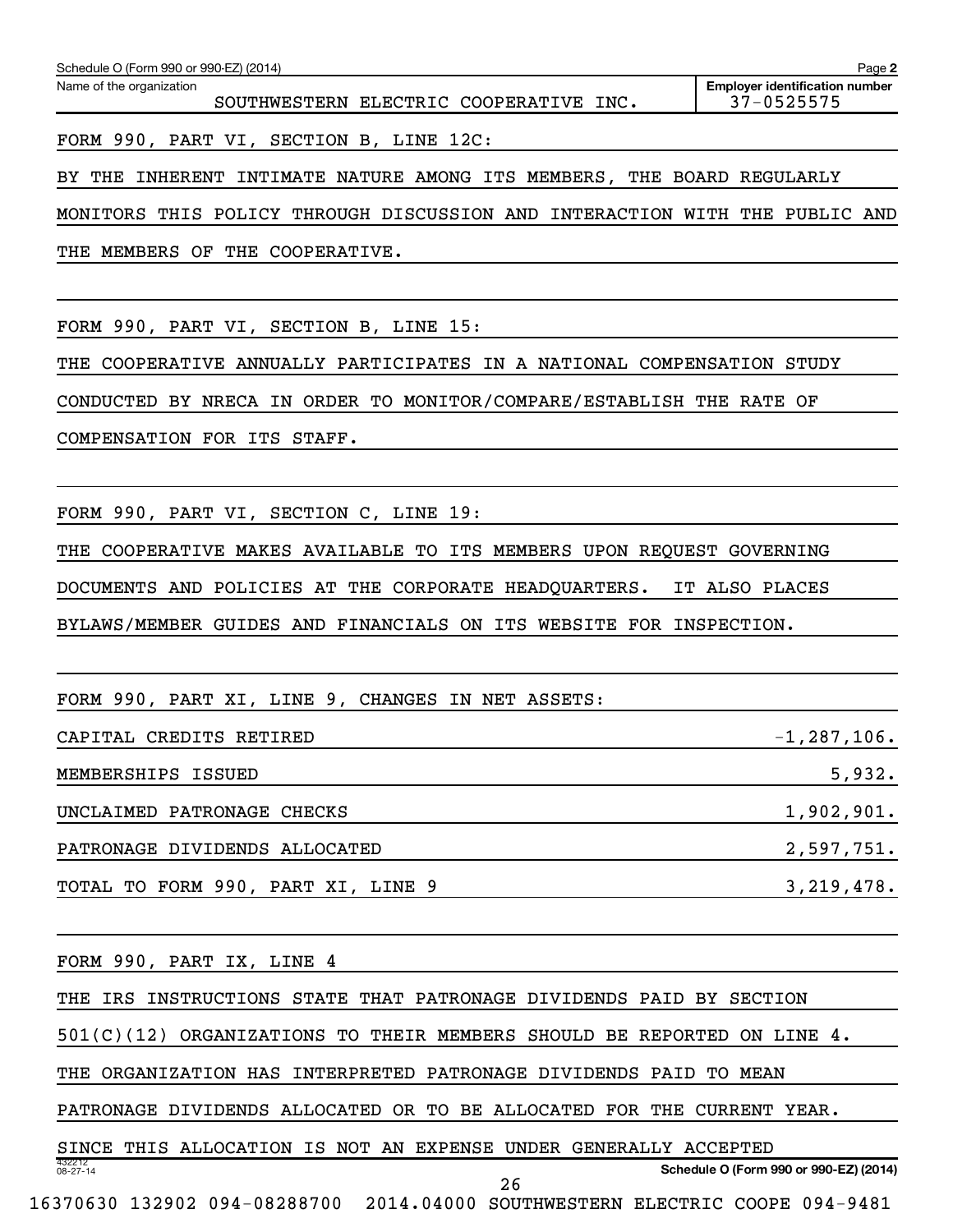Schedule O (Form 990 or 990-EZ) (2014) Page **2**

Name of the organization: SOUTHWESTERN ELECTRIC COOPERATIVE INC.

**Employer identification number:** 37-0525575

FORM 990, PART VI, SECTION B, LINE 12C:

BY THE INHERENT INTIMATE NATURE AMONG ITS MEMBERS, THE BOARD REGULARLY MONITORS THIS POLICY THROUGH DISCUSSION AND INTERACTION WITH THE PUBLIC AND THE MEMBERS OF THE COOPERATIVE.

FORM 990, PART VI, SECTION B, LINE 15:

THE COOPERATIVE ANNUALLY PARTICIPATES IN A NATIONAL COMPENSATION STUDY CONDUCTED BY NRECA IN ORDER TO MONITOR/COMPARE/ESTABLISH THE RATE OF COMPENSATION FOR ITS STAFF.

FORM 990, PART VI, SECTION C, LINE 19:

THE COOPERATIVE MAKES AVAILABLE TO ITS MEMBERS UPON REQUEST GOVERNING DOCUMENTS AND POLICIES AT THE CORPORATE HEADQUARTERS. IT ALSO PLACES BYLAWS/MEMBER GUIDES AND FINANCIALS ON ITS WEBSITE FOR INSPECTION.

FORM 990, PART XI, LINE 9, CHANGES IN NET ASSETS:

| | |
|---|---|
| CAPITAL CREDITS RETIRED | -1,287,106. |
| MEMBERSHIPS ISSUED | 5,932. |
| UNCLAIMED PATRONAGE CHECKS | 1,902,901. |
| PATRONAGE DIVIDENDS ALLOCATED | 2,597,751. |
| TOTAL TO FORM 990, PART XI, LINE 9 | 3,219,478. |

FORM 990, PART IX, LINE 4

THE IRS INSTRUCTIONS STATE THAT PATRONAGE DIVIDENDS PAID BY SECTION 501(C)(12) ORGANIZATIONS TO THEIR MEMBERS SHOULD BE REPORTED ON LINE 4. THE ORGANIZATION HAS INTERPRETED PATRONAGE DIVIDENDS PAID TO MEAN PATRONAGE DIVIDENDS ALLOCATED OR TO BE ALLOCATED FOR THE CURRENT YEAR. SINCE THIS ALLOCATION IS NOT AN EXPENSE UNDER GENERALLY ACCEPTED

432212 08-27-14

Schedule O (Form 990 or 990-EZ) (2014)

16370630 132902 094-08288700 2014.04000 SOUTHWESTERN ELECTRIC COOPE 094-9481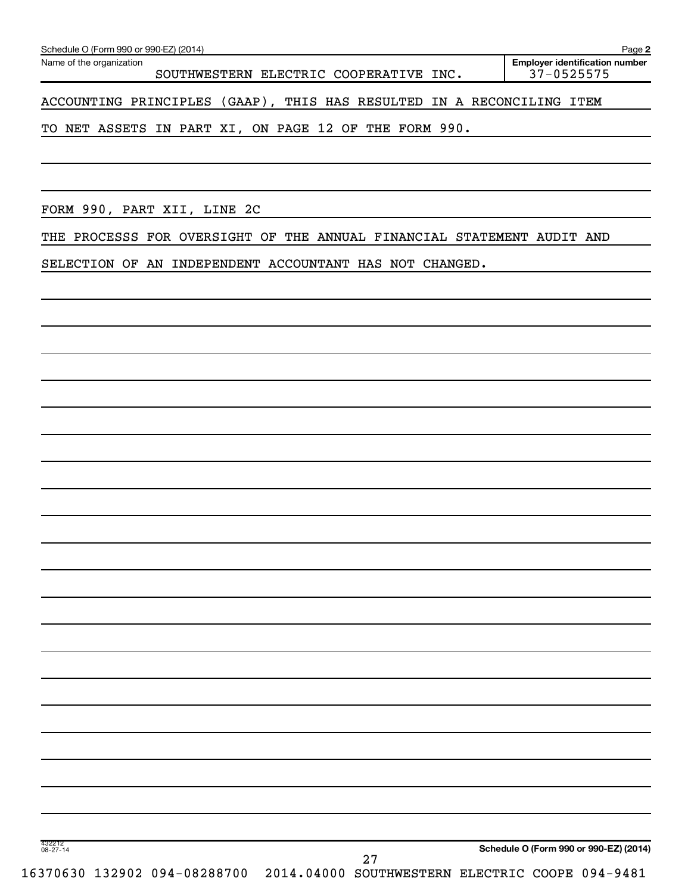Name of the organization: SOUTHWESTERN ELECTRIC COOPERATIVE INC.

Employer identification number: 37-0525575

ACCOUNTING PRINCIPLES (GAAP), THIS HAS RESULTED IN A RECONCILING ITEM TO NET ASSETS IN PART XI, ON PAGE 12 OF THE FORM 990.

FORM 990, PART XII, LINE 2C

THE PROCESSS FOR OVERSIGHT OF THE ANNUAL FINANCIAL STATEMENT AUDIT AND SELECTION OF AN INDEPENDENT ACCOUNTANT HAS NOT CHANGED.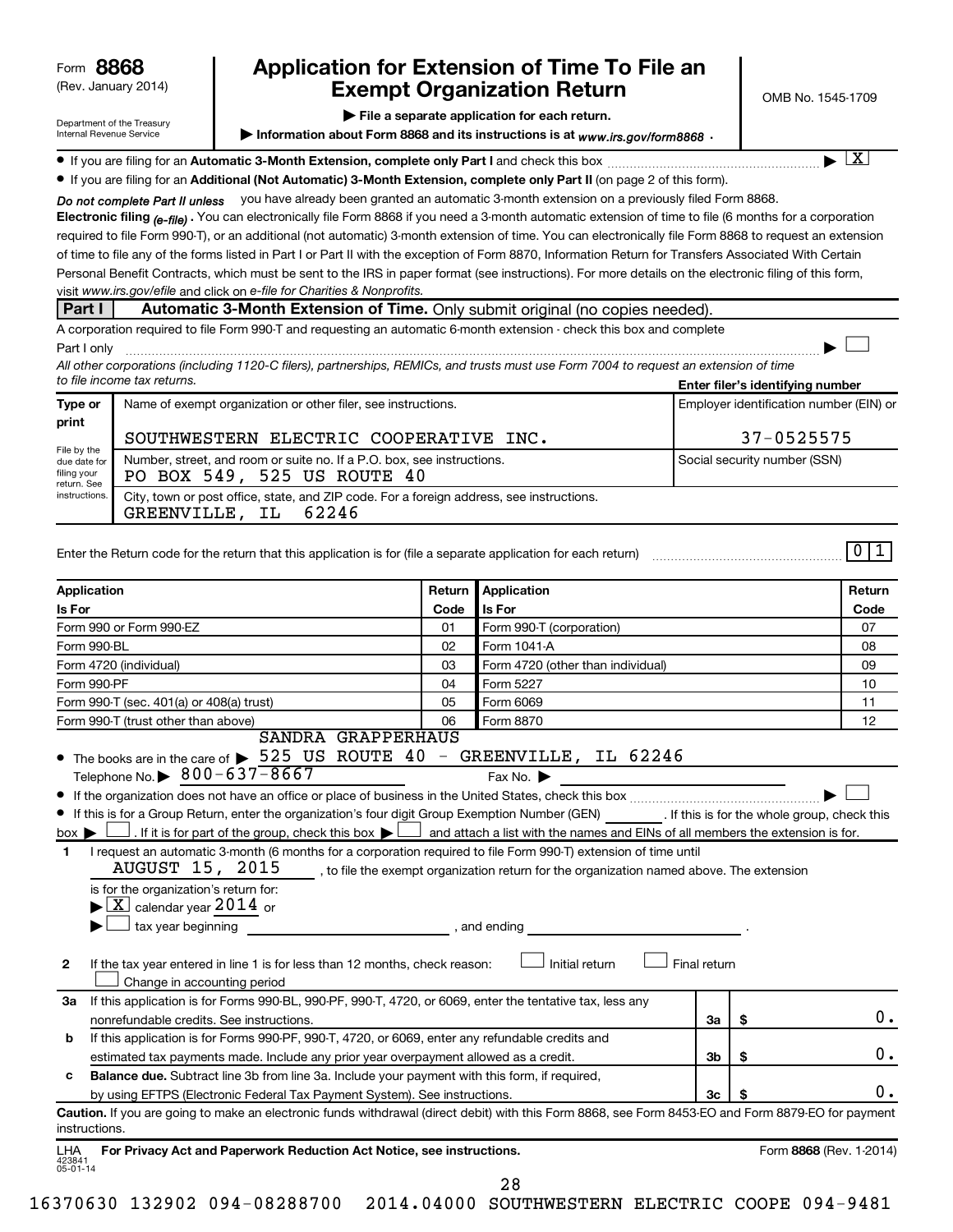Form **8868**
(Rev. January 2014)

Department of the Treasury
Internal Revenue Service

# Application for Extension of Time To File an Exempt Organization Return

▶ File a separate application for each return.

▶ Information about Form 8868 and its instructions is at *www.irs.gov/form8868* .

OMB No. 1545-1709

- If you are filing for an **Automatic 3-Month Extension, complete only Part I** and check this box ▶ [X]
- If you are filing for an **Additional (Not Automatic) 3-Month Extension, complete only Part II** (on page 2 of this form).

*Do not complete Part II unless* you have already been granted an automatic 3-month extension on a previously filed Form 8868.

**Electronic filing** *(e-file)*. You can electronically file Form 8868 if you need a 3-month automatic extension of time to file (6 months for a corporation required to file Form 990-T), or an additional (not automatic) 3-month extension of time. You can electronically file Form 8868 to request an extension of time to file any of the forms listed in Part I or Part II with the exception of Form 8870, Information Return for Transfers Associated With Certain Personal Benefit Contracts, which must be sent to the IRS in paper format (see instructions). For more details on the electronic filing of this form, visit *www.irs.gov/efile* and click on *e-file for Charities & Nonprofits.*

## Part I Automatic 3-Month Extension of Time. Only submit original (no copies needed).

A corporation required to file Form 990-T and requesting an automatic 6-month extension - check this box and complete Part I only ▶ [ ]

*All other corporations (including 1120-C filers), partnerships, REMICs, and trusts must use Form 7004 to request an extension of time to file income tax returns.*

**Enter filer's identifying number**

| | | |
|---|---|---|
| **Type or print**<br><br>File by the due date for filing your return. See instructions. | Name of exempt organization or other filer, see instructions.<br>SOUTHWESTERN ELECTRIC COOPERATIVE INC. | Employer identification number (EIN) or<br>37-0525575 |
| | Number, street, and room or suite no. If a P.O. box, see instructions.<br>PO BOX 549, 525 US ROUTE 40 | Social security number (SSN) |
| | City, town or post office, state, and ZIP code. For a foreign address, see instructions.<br>GREENVILLE, IL 62246 | |

Enter the Return code for the return that this application is for (file a separate application for each return) 0 1

| Application Is For | Return Code | Application Is For | Return Code |
|---|---|---|---|
| Form 990 or Form 990-EZ | 01 | Form 990-T (corporation) | 07 |
| Form 990-BL | 02 | Form 1041-A | 08 |
| Form 4720 (individual) | 03 | Form 4720 (other than individual) | 09 |
| Form 990-PF | 04 | Form 5227 | 10 |
| Form 990-T (sec. 401(a) or 408(a) trust) | 05 | Form 6069 | 11 |
| Form 990-T (trust other than above) | 06 | Form 8870 | 12 |

- The books are in the care of ▶ SANDRA GRAPPERHAUS 525 US ROUTE 40 - GREENVILLE, IL 62246
  Telephone No. ▶ 800-637-8667 Fax No. ▶
- If the organization does not have an office or place of business in the United States, check this box ▶ [ ]
- If this is for a Group Return, enter the organization's four digit Group Exemption Number (GEN) ______ . If this is for the whole group, check this box ▶ [ ] . If it is for part of the group, check this box ▶ [ ] and attach a list with the names and EINs of all members the extension is for.

**1** I request an automatic 3-month (6 months for a corporation required to file Form 990-T) extension of time until AUGUST 15, 2015 , to file the exempt organization return for the organization named above. The extension is for the organization's return for:
▶ [X] calendar year 2014 or
▶ [ ] tax year beginning ______________ , and ending ______________ .

**2** If the tax year entered in line 1 is for less than 12 months, check reason: [ ] Initial return [ ] Final return [ ] Change in accounting period

| | | | |
|---|---|---|---|
| **3a** | If this application is for Forms 990-BL, 990-PF, 990-T, 4720, or 6069, enter the tentative tax, less any nonrefundable credits. See instructions. | 3a | $ 0. |
| **b** | If this application is for Forms 990-PF, 990-T, 4720, or 6069, enter any refundable credits and estimated tax payments made. Include any prior year overpayment allowed as a credit. | 3b | $ 0. |
| **c** | **Balance due.** Subtract line 3b from line 3a. Include your payment with this form, if required, by using EFTPS (Electronic Federal Tax Payment System). See instructions. | 3c | $ 0. |

**Caution.** If you are going to make an electronic funds withdrawal (direct debit) with this Form 8868, see Form 8453-EO and Form 8879-EO for payment instructions.

LHA **For Privacy Act and Paperwork Reduction Act Notice, see instructions.** Form **8868** (Rev. 1-2014)

423841
05-01-14

16370630 132902 094-08288700 2014.04000 SOUTHWESTERN ELECTRIC COOPE 094-9481